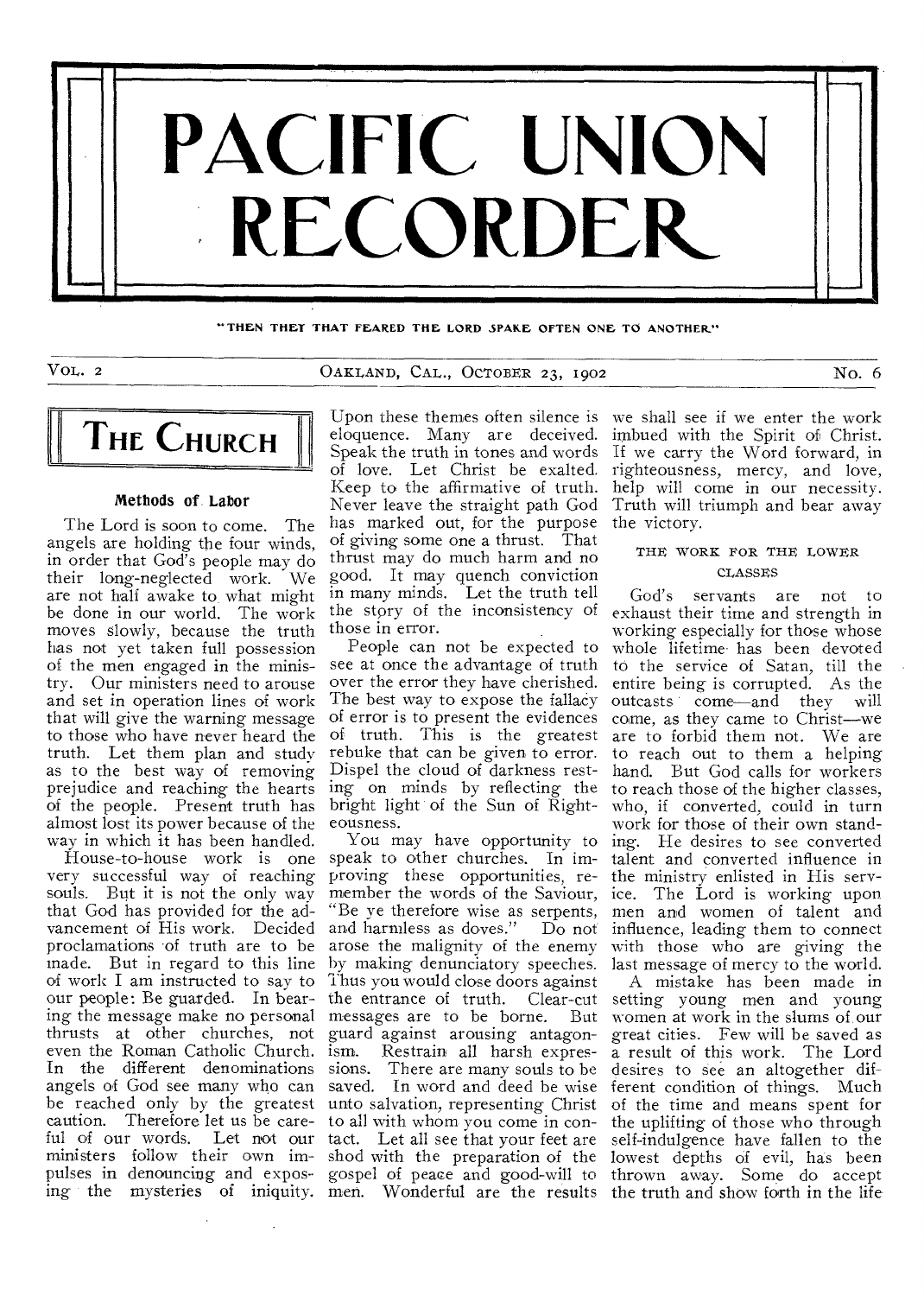# PACIFIC UNION RECORDER

"THEN THEY THAT FEARED THE LORD SPAKE OFTEN ONE TO ANOTHER."

VOL. 2 — OAKLAND, CAL., OCTOBER 23, 1902 — No. 6

## THE CHURCH

### Methods of Labor

The Lord is soon to come. The angels are holding the four winds, in order that God's people may do their long-neglected work. We are not half awake to what might be done in our world. The work moves slowly, because the truth has not yet taken full possession of the men engaged in the ministry. Our ministers need to arouse and set in operation lines of work that will give the warning message to those who have never heard the truth. Let them plan and study as to the best way of removing prejudice and reaching the hearts of the people. Present truth has almost lost its power because of the way in which it has been handled.

House-to-house work is one very successful way of reaching souls. But it is not the only way that God has provided for the advancement of His work. Decided proclamations of truth are to be made. But in regard to this line of work I am instructed to say to our people: Be guarded. In bearing the message make no personal thrusts at other churches, not even the Roman Catholic Church. In the different denominations angels of God see many who can be reached only by the greatest caution. Therefore let us be careful of our words. Let not our ministers follow their own impulses in denouncing and exposing the mysteries of iniquity. Upon these themes often silence is eloquence. Many are deceived. Speak the truth in tones and words of love. Let Christ be exalted. Keep to the affirmative of truth. Never leave the straight path God has marked out, for the purpose of giving some one a thrust. That thrust may do much harm and no good. It may quench conviction in many minds. Let the truth tell the story of the inconsistency of those in error.

People can not be expected to see at once the advantage of truth over the error they have cherished. The best way to expose the fallacy of error is to present the evidences of truth. This is the greatest rebuke that can be given to error. Dispel the cloud of darkness resting on minds by reflecting the bright light of the Sun of Righteousness.

You may have opportunity to speak to other churches. In improving these opportunities, remember the words of the Saviour, "Be ye therefore wise as serpents, and harmless as doves." Do not arose the malignity of the enemy by making denunciatory speeches. Thus you would close doors against the entrance of truth. Clear-cut messages are to be borne. But guard against arousing antagonism. Restrain all harsh expressions. There are many souls to be saved. In word and deed be wise unto salvation, representing Christ to all with whom you come in contact. Let all see that your feet are shod with the preparation of the gospel of peace and good-will to men. Wonderful are the results we shall see if we enter the work imbued with the Spirit of Christ. If we carry the Word forward, in righteousness, mercy, and love, help will come in our necessity. Truth will triumph and bear away the victory.

#### THE WORK FOR THE LOWER CLASSES

God's servants are not to exhaust their time and strength in working especially for those whose whole lifetime has been devoted to the service of Satan, till the entire being is corrupted. As the outcasts come—and they will come, as they came to Christ—we are to forbid them not. We are to reach out to them a helping hand. But God calls for workers to reach those of the higher classes, who, if converted, could in turn work for those of their own standing. He desires to see converted talent and converted influence in the ministry enlisted in His service. The Lord is working upon men and women of talent and influence, leading them to connect with those who are giving the last message of mercy to the world.

A mistake has been made in setting young men and young women at work in the slums of our great cities. Few will be saved as a result of this work. The Lord desires to see an altogether different condition of things. Much of the time and means spent for the uplifting of those who through self-indulgence have fallen to the lowest depths of evil, has been thrown away. Some do accept the truth and show forth in the life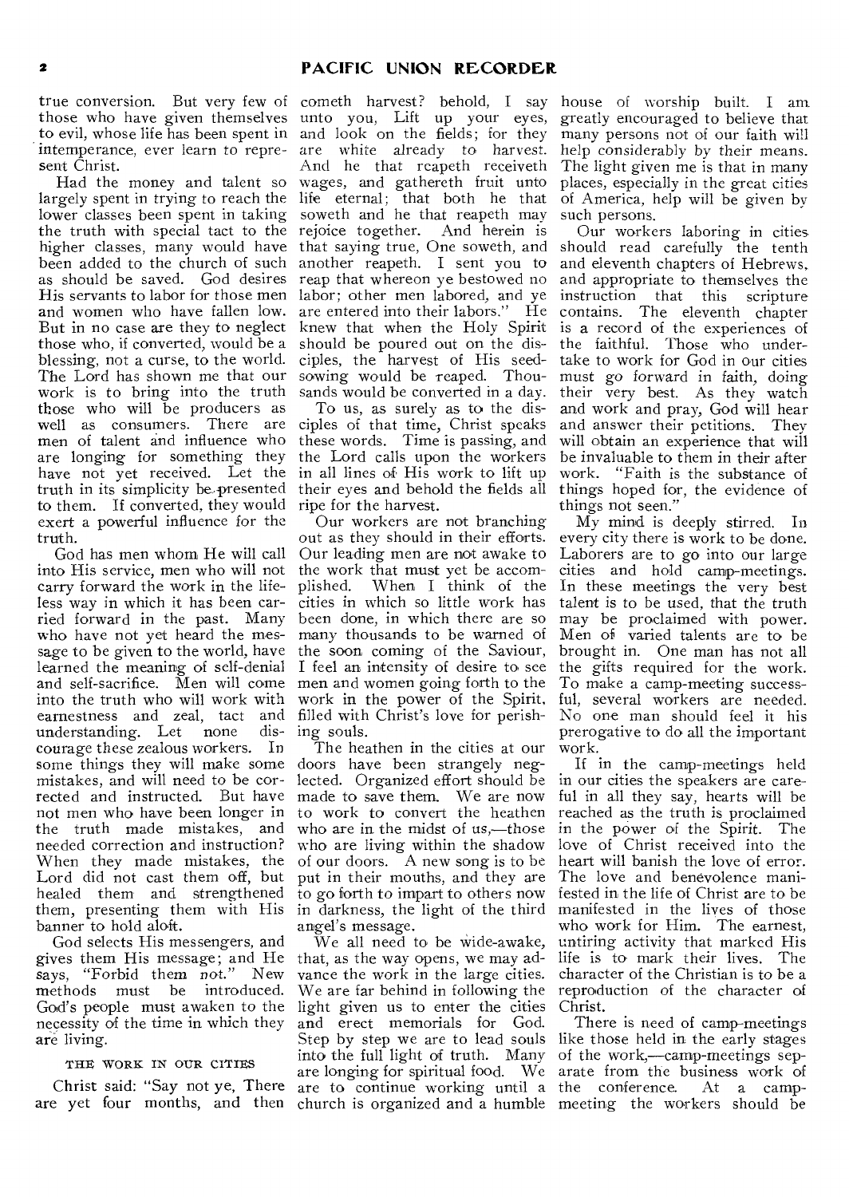true conversion. But very few of those who have given themselves to evil, whose life has been spent in intemperance, ever learn to represent Christ.

Had the money and talent so largely spent in trying to reach the lower classes been spent in taking the truth with special tact to the higher classes, many would have been added to the church of such as should be saved. God desires His servants to labor for those men and women who have fallen low. But in no case are they to neglect those who, if converted, would be a blessing, not a curse, to the world. The Lord has shown me that our work is to bring into the truth those who will be producers as well as consumers. There are men of talent and influence who are longing for something they have not yet received. Let the truth in its simplicity be presented to them. If converted, they would exert a powerful influence for the truth.

God has men whom He will call into His service, men who will not carry forward the work in the lifeless way in which it has been carried forward in the past. Many who have not yet heard the message to be given to the world, have learned the meaning of self-denial and self-sacrifice. Men will come into the truth who will work with earnestness and zeal, tact and understanding. Let none discourage these zealous workers. In some things they will make some mistakes, and will need to be corrected and instructed. But have not men who have been longer in the truth made mistakes, and needed correction and instruction? When they made mistakes, the Lord did not cast them off, but healed them and strengthened them, presenting them with His banner to hold aloft.

God selects His messengers, and gives them His message; and He says, "Forbid them not." New methods must be introduced. God's people must awaken to the necessity of the time in which they are living.

### THE WORK IN OUR CITIES

Christ said: "Say not ye, There are yet four months, and then cometh harvest? behold, I say unto you, Lift up your eyes, and look on the fields; for they are white already to harvest. And he that reapeth receiveth wages, and gathereth fruit unto life eternal; that both he that soweth and he that reapeth may rejoice together. And herein is that saying true, One soweth, and another reapeth. I sent you to reap that whereon ye bestowed no labor; other men labored, and ye are entered into their labors." He knew that when the Holy Spirit should be poured out on the disciples, the harvest of His seed-sowing would be reaped. Thousands would be converted in a day.

To us, as surely as to the disciples of that time, Christ speaks these words. Time is passing, and the Lord calls upon the workers in all lines of His work to lift up their eyes and behold the fields all ripe for the harvest.

Our workers are not branching out as they should in their efforts. Our leading men are not awake to the work that must yet be accomplished. When I think of the cities in which so little work has been done, in which there are so many thousands to be warned of the soon coming of the Saviour, I feel an intensity of desire to see men and women going forth to the work in the power of the Spirit, filled with Christ's love for perishing souls.

The heathen in the cities at our doors have been strangely neglected. Organized effort should be made to save them. We are now to work to convert the heathen who are in the midst of us,—those who are living within the shadow of our doors. A new song is to be put in their mouths, and they are to go forth to impart to others now in darkness, the light of the third angel's message.

We all need to be wide-awake, that, as the way opens, we may advance the work in the large cities. We are far behind in following the light given us to enter the cities and erect memorials for God. Step by step we are to lead souls into the full light of truth. Many are longing for spiritual food. We are to continue working until a church is organized and a humble house of worship built. I am greatly encouraged to believe that many persons not of our faith will help considerably by their means. The light given me is that in many places, especially in the great cities of America, help will be given by such persons.

Our workers laboring in cities should read carefully the tenth and eleventh chapters of Hebrews, and appropriate to themselves the instruction that this scripture contains. The eleventh chapter is a record of the experiences of the faithful. Those who undertake to work for God in our cities must go forward in faith, doing their very best. As they watch and work and pray, God will hear and answer their petitions. They will obtain an experience that will be invaluable to them in their after work. "Faith is the substance of things hoped for, the evidence of things not seen."

My mind is deeply stirred. In every city there is work to be done. Laborers are to go into our large cities and hold camp-meetings. In these meetings the very best talent is to be used, that the truth may be proclaimed with power. Men of varied talents are to be brought in. One man has not all the gifts required for the work. To make a camp-meeting successful, several workers are needed. No one man should feel it his prerogative to do all the important work.

If in the camp-meetings held in our cities the speakers are careful in all they say, hearts will be reached as the truth is proclaimed in the power of the Spirit. The love of Christ received into the heart will banish the love of error. The love and benevolence manifested in the life of Christ are to be manifested in the lives of those who work for Him. The earnest, untiring activity that marked His life is to mark their lives. The character of the Christian is to be a reproduction of the character of Christ.

There is need of camp-meetings like those held in the early stages of the work,—camp-meetings separate from the business work of the conference. At a camp-meeting the workers should be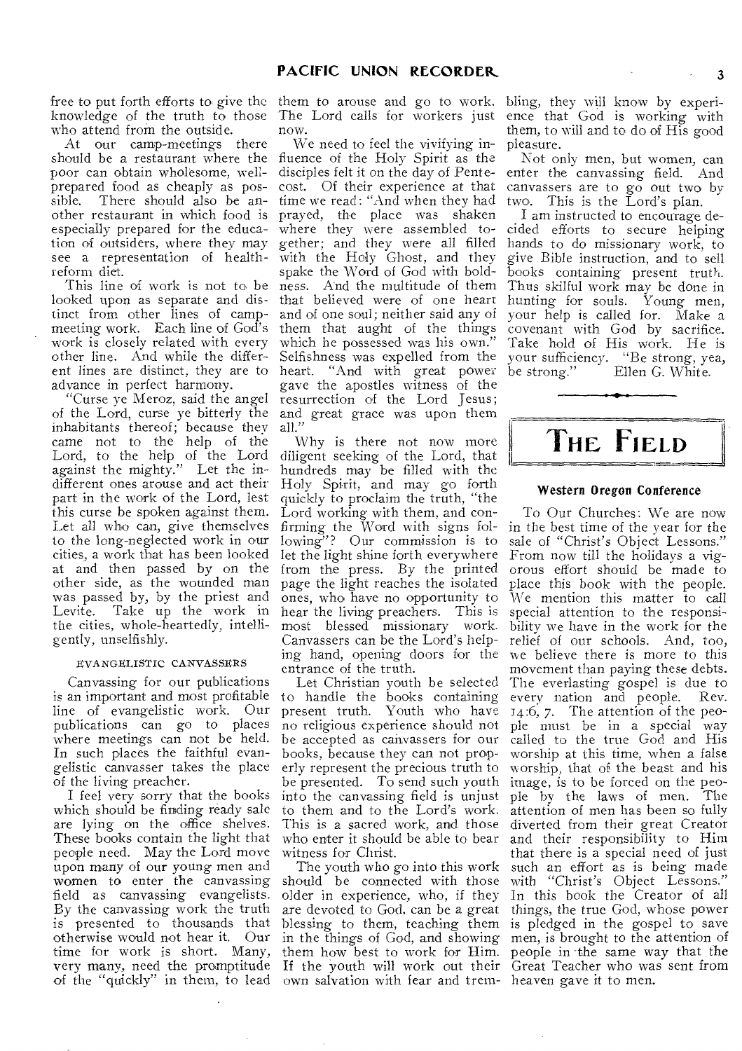free to put forth efforts to give the knowledge of the truth to those who attend from the outside.

At our camp-meetings there should be a restaurant where the poor can obtain wholesome, well-prepared food as cheaply as possible. There should also be another restaurant in which food is especially prepared for the education of outsiders, where they may see a representation of health-reform diet.

This line of work is not to be looked upon as separate and distinct from other lines of camp-meeting work. Each line of God's work is closely related with every other line. And while the different lines are distinct, they are to advance in perfect harmony.

"Curse ye Meroz, said the angel of the Lord, curse ye bitterly the inhabitants thereof; because they came not to the help of the Lord, to the help of the Lord against the mighty." Let the indifferent ones arouse and act their part in the work of the Lord, lest this curse be spoken against them. Let all who can, give themselves to the long-neglected work in our cities, a work that has been looked at and then passed by on the other side, as the wounded man was passed by, by the priest and Levite. Take up the work in the cities, whole-heartedly, intelligently, unselfishly.

#### EVANGELISTIC CANVASSERS

Canvassing for our publications is an important and most profitable line of evangelistic work. Our publications can go to places where meetings can not be held. In such places the faithful evangelistic canvasser takes the place of the living preacher.

I feel very sorry that the books which should be finding ready sale are lying on the office shelves. These books contain the light that people need. May the Lord move upon many of our young men and women to enter the canvassing field as canvassing evangelists. By the canvassing work the truth is presented to thousands that otherwise would not hear it. Our time for work is short. Many, very many, need the promptitude of the "quickly" in them, to lead them to arouse and go to work. The Lord calls for workers just now.

We need to feel the vivifying influence of the Holy Spirit as the disciples felt it on the day of Pentecost. Of their experience at that time we read: "And when they had prayed, the place was shaken where they were assembled together; and they were all filled with the Holy Ghost, and they spake the Word of God with boldness. And the multitude of them that believed were of one heart and of one soul; neither said any of them that aught of the things which he possessed was his own." Selfishness was expelled from the heart. "And with great power gave the apostles witness of the resurrection of the Lord Jesus; and great grace was upon them all."

Why is there not now more diligent seeking of the Lord, that hundreds may be filled with the Holy Spirit, and may go forth quickly to proclaim the truth, "the Lord working with them, and confirming the Word with signs following"? Our commission is to let the light shine forth everywhere from the press. By the printed page the light reaches the isolated ones, who have no opportunity to hear the living preachers. This is most blessed missionary work. Canvassers can be the Lord's helping hand, opening doors for the entrance of the truth.

Let Christian youth be selected to handle the books containing present truth. Youth who have no religious experience should not be accepted as canvassers for our books, because they can not properly represent the precious truth to be presented. To send such youth into the canvassing field is unjust to them and to the Lord's work. This is a sacred work, and those who enter it should be able to bear witness for Christ.

The youth who go into this work should be connected with those older in experience, who, if they are devoted to God, can be a great blessing to them, teaching them in the things of God, and showing them how best to work for Him. If the youth will work out their own salvation with fear and trembling, they will know by experience that God is working with them, to will and to do of His good pleasure.

Not only men, but women, can enter the canvassing field. And canvassers are to go out two by two. This is the Lord's plan.

I am instructed to encourage decided efforts to secure helping hands to do missionary work, to give Bible instruction, and to sell books containing present truth. Thus skilful work may be done in hunting for souls. Young men, your help is called for. Make a covenant with God by sacrifice. Take hold of His work. He is your sufficiency. "Be strong, yea, be strong." Ellen G. White.

# THE FIELD

### Western Oregon Conference

To Our Churches: We are now in the best time of the year for the sale of "Christ's Object Lessons." From now till the holidays a vigorous effort should be made to place this book with the people. We mention this matter to call special attention to the responsibility we have in the work for the relief of our schools. And, too, we believe there is more to this movement than paying these debts. The everlasting gospel is due to every nation and people. Rev. 14:6, 7. The attention of the people must be in a special way called to the true God and His worship at this time, when a false worship, that of the beast and his image, is to be forced on the people by the laws of men. The attention of men has been so fully diverted from their great Creator and their responsibility to Him that there is a special need of just such an effort as is being made with "Christ's Object Lessons." In this book the Creator of all things, the true God, whose power is pledged in the gospel to save men, is brought to the attention of people in the same way that the Great Teacher who was sent from heaven gave it to men.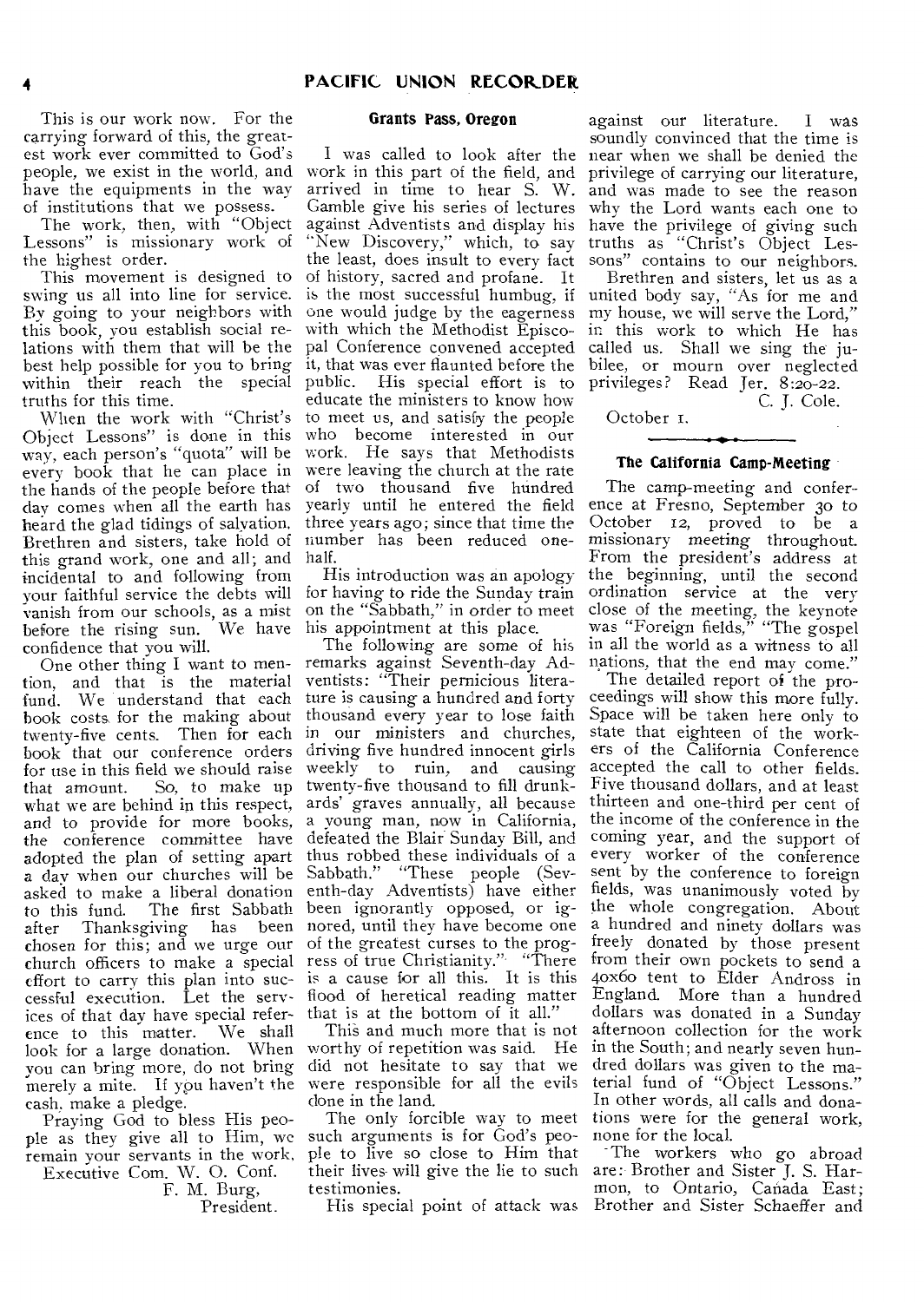This is our work now. For the carrying forward of this, the greatest work ever committed to God's people, we exist in the world, and have the equipments in the way of institutions that we possess.

The work, then, with "Object Lessons" is missionary work of the highest order.

This movement is designed to swing us all into line for service. By going to your neighbors with this book, you establish social relations with them that will be the best help possible for you to bring within their reach the special truths for this time.

When the work with "Christ's Object Lessons" is done in this way, each person's "quota" will be every book that he can place in the hands of the people before that day comes when all the earth has heard the glad tidings of salvation. Brethren and sisters, take hold of this grand work, one and all; and incidental to and following from your faithful service the debts will vanish from our schools, as a mist before the rising sun. We have confidence that you will.

One other thing I want to mention, and that is the material fund. We understand that each book costs for the making about twenty-five cents. Then for each book that our conference orders for use in this field we should raise that amount. So, to make up what we are behind in this respect, and to provide for more books, the conference committee have adopted the plan of setting apart a day when our churches will be asked to make a liberal donation to this fund. The first Sabbath after Thanksgiving has been chosen for this; and we urge our church officers to make a special effort to carry this plan into successful execution. Let the services of that day have special reference to this matter. We shall look for a large donation. When you can bring more, do not bring merely a mite. If you haven't the cash, make a pledge.

Praying God to bless His people as they give all to Him, we remain your servants in the work,

Executive Com. W. O. Conf.
F. M. Burg,
President.

### Grants Pass, Oregon

I was called to look after the work in this part of the field, and arrived in time to hear S. W. Gamble give his series of lectures against Adventists and display his "New Discovery," which, to say the least, does insult to every fact of history, sacred and profane. It is the most successful humbug, if one would judge by the eagerness with which the Methodist Episcopal Conference convened accepted it, that was ever flaunted before the public. His special effort is to educate the ministers to know how to meet us, and satisfy the people who become interested in our work. He says that Methodists were leaving the church at the rate of two thousand five hundred yearly until he entered the field three years ago; since that time the number has been reduced one-half.

His introduction was an apology for having to ride the Sunday train on the "Sabbath," in order to meet his appointment at this place.

The following are some of his remarks against Seventh-day Adventists: "Their pernicious literature is causing a hundred and forty thousand every year to lose faith in our ministers and churches, driving five hundred innocent girls weekly to ruin, and causing twenty-five thousand to fill drunkards' graves annually, all because a young man, now in California, defeated the Blair Sunday Bill, and thus robbed these individuals of a Sabbath." "These people (Seventh-day Adventists) have either been ignorantly opposed, or ignored, until they have become one of the greatest curses to the progress of true Christianity." "There is a cause for all this. It is this flood of heretical reading matter that is at the bottom of it all."

This and much more that is not worthy of repetition was said. He did not hesitate to say that we were responsible for all the evils done in the land.

The only forcible way to meet such arguments is for God's people to live so close to Him that their lives will give the lie to such testimonies.

His special point of attack was against our literature. I was soundly convinced that the time is near when we shall be denied the privilege of carrying our literature, and was made to see the reason why the Lord wants each one to have the privilege of giving such truths as "Christ's Object Lessons" contains to our neighbors.

Brethren and sisters, let us as a united body say, "As for me and my house, we will serve the Lord," in this work to which He has called us. Shall we sing the jubilee, or mourn over neglected privileges? Read Jer. 8:20-22.

C. J. Cole.

October 1.

### The California Camp-Meeting

The camp-meeting and conference at Fresno, September 30 to October 12, proved to be a missionary meeting throughout. From the president's address at the beginning, until the second ordination service at the very close of the meeting, the keynote was "Foreign fields," "The gospel in all the world as a witness to all nations, that the end may come."

The detailed report of the proceedings will show this more fully. Space will be taken here only to state that eighteen of the workers of the California Conference accepted the call to other fields. Five thousand dollars, and at least thirteen and one-third per cent of the income of the conference in the coming year, and the support of every worker of the conference sent by the conference to foreign fields, was unanimously voted by the whole congregation. About a hundred and ninety dollars was freely donated by those present from their own pockets to send a 40x60 tent to Elder Andross in England. More than a hundred dollars was donated in a Sunday afternoon collection for the work in the South; and nearly seven hundred dollars was given to the material fund of "Object Lessons." In other words, all calls and donations were for the general work, none for the local.

The workers who go abroad are: Brother and Sister J. S. Harmon, to Ontario, Canada East; Brother and Sister Schaeffer and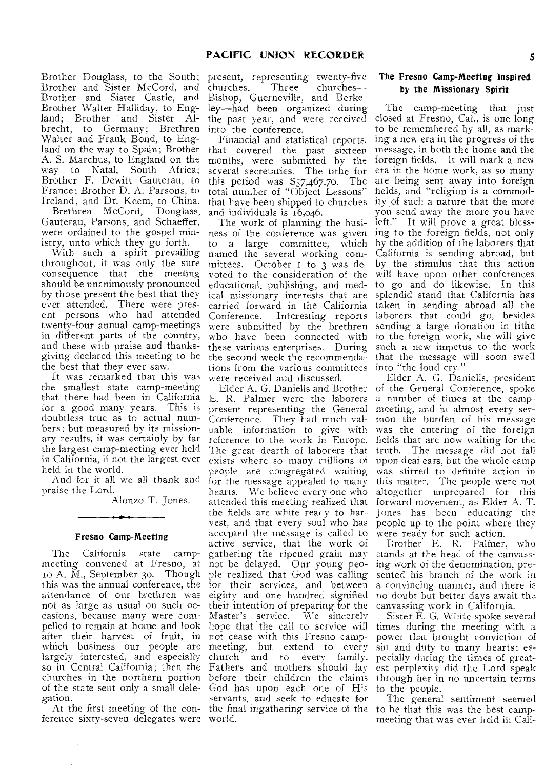Brother Douglass, to the South: Brother and Sister McCord, and Brother and Sister Castle, and Brother Walter Halliday, to England; Brother and Sister Albrecht, to Germany; Brethren Walter and Frank Bond, to England on the way to Spain; Brother A. S. Marchus, to England on the way to Natal, South Africa; Brother F. Dewitt Gauterau, to France; Brother D. A. Parsons, to Ireland, and Dr. Keem, to China.

Brethren McCord, Douglass, Gauterau, Parsons, and Schaeffer, were ordained to the gospel ministry, unto which they go forth.

With such a spirit prevailing throughout, it was only the sure consequence that the meeting should be unanimously pronounced by those present the best that they ever attended. There were present persons who had attended twenty-four annual camp-meetings in different parts of the country, and these with praise and thanksgiving declared this meeting to be the best that they ever saw.

It was remarked that this was the smallest state camp-meeting that there had been in California for a good many years. This is doubtless true as to actual numbers; but measured by its missionary results, it was certainly by far the largest camp-meeting ever held in California, if not the largest ever held in the world.

And for it all we all thank and praise the Lord.

Alonzo T. Jones.

### Fresno Camp-Meeting

The California state camp-meeting convened at Fresno, at 10 A. M., September 30. Though this was the annual conference, the attendance of our brethren was not as large as usual on such occasions, because many were compelled to remain at home and look after their harvest of fruit, in which business our people are largely interested, and especially so in Central California; then the churches in the northern portion of the state sent only a small delegation.

At the first meeting of the conference sixty-seven delegates were present, representing twenty-five churches. Three churches—Bishop, Guerneville, and Berkeley—had been organized during the past year, and were received into the conference.

Financial and statistical reports, that covered the past sixteen months, were submitted by the several secretaries. The tithe for this period was $57,467.70. The total number of "Object Lessons" that have been shipped to churches and individuals is 16,046.

The work of planning the business of the conference was given to a large committee, which named the several working committees. October 1 to 3 was devoted to the consideration of the educational, publishing, and medical missionary interests that are carried forward in the California Conference. Interesting reports were submitted by the brethren who have been connected with these various enterprises. During the second week the recommendations from the various committees were received and discussed.

Elder A. G. Daniells and Brother E. R. Palmer were the laborers present representing the General Conference. They had much valuable information to give with reference to the work in Europe. The great dearth of laborers that exists where so many millions of people are congregated waiting for the message appealed to many hearts. We believe every one who attended this meeting realized that the fields are white ready to harvest, and that every soul who has accepted the message is called to active service, that the work of gathering the ripened grain may not be delayed. Our young people realized that God was calling for their services, and between eighty and one hundred signified their intention of preparing for the Master's service. We sincerely hope that the call to service will not cease with this Fresno camp-meeting, but extend to every church and to every family. Fathers and mothers should lay before their children the claims God has upon each one of His servants, and seek to educate for the final ingathering service of the world.

### The Fresno Camp-Meeting Inspired by the Missionary Spirit

The camp-meeting that just closed at Fresno, Cal., is one long to be remembered by all, as marking a new era in the progress of the message, in both the home and the foreign fields. It will mark a new era in the home work, as so many are being sent away into foreign fields, and "religion is a commodity of such a nature that the more you send away the more you have left." It will prove a great blessing to the foreign fields, not only by the addition of the laborers that California is sending abroad, but by the stimulus that this action will have upon other conferences to go and do likewise. In this splendid stand that California has taken in sending abroad all the laborers that could go, besides sending a large donation in tithe to the foreign work, she will give such a new impetus to the work that the message will soon swell into "the loud cry."

Elder A. G. Daniells, president of the General Conference, spoke a number of times at the camp-meeting, and in almost every sermon the burden of his message was the entering of the foreign fields that are now waiting for the truth. The message did not fall upon deaf ears, but the whole camp was stirred to definite action in this matter. The people were not altogether unprepared for this forward movement, as Elder A. T. Jones has been educating the people up to the point where they were ready for such action.

Brother E. R. Palmer, who stands at the head of the canvassing work of the denomination, presented his branch of the work in a convincing manner, and there is no doubt but better days await the canvassing work in California.

Sister E. G. White spoke several times during the meeting with a power that brought conviction of sin and duty to many hearts; especially during the times of greatest perplexity did the Lord speak through her in no uncertain terms to the people.

The general sentiment seemed to be that this was the best camp-meeting that was ever held in Cali-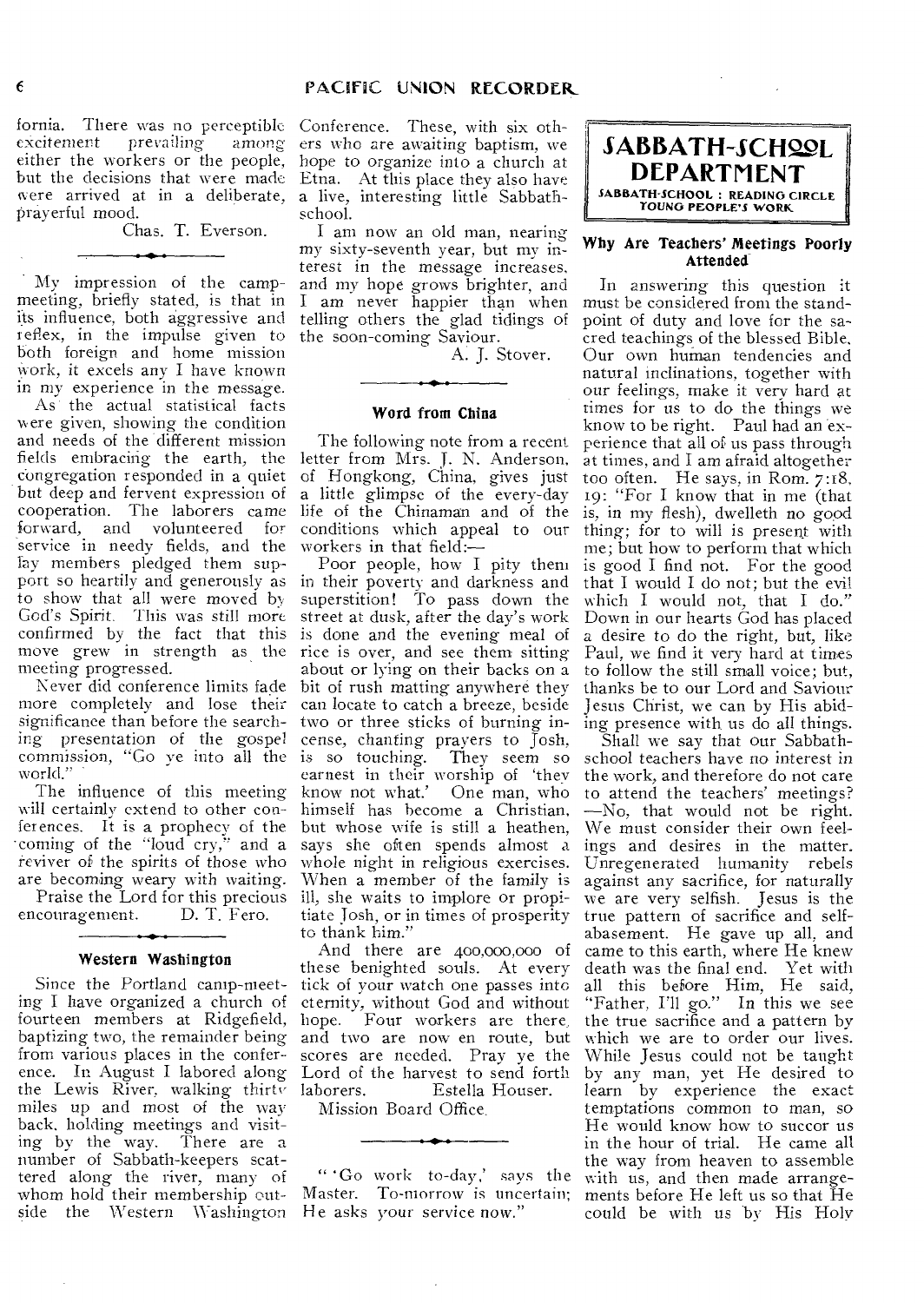fornia. There was no perceptible excitement prevailing among either the workers or the people, but the decisions that were made were arrived at in a deliberate, prayerful mood.

Chas. T. Everson.

---

My impression of the camp-meeting, briefly stated, is that in its influence, both aggressive and reflex, in the impulse given to both foreign and home mission work, it excels any I have known in my experience in the message.

As the actual statistical facts were given, showing the condition and needs of the different mission fields embracing the earth, the congregation responded in a quiet but deep and fervent expression of cooperation. The laborers came forward, and volunteered for service in needy fields, and the lay members pledged them support so heartily and generously as to show that all were moved by God's Spirit. This was still more confirmed by the fact that this move grew in strength as the meeting progressed.

Never did conference limits fade more completely and lose their significance than before the searching presentation of the gospel commission, "Go ye into all the world."

The influence of this meeting will certainly extend to other conferences. It is a prophecy of the coming of the "loud cry," and a reviver of the spirits of those who are becoming weary with waiting.

Praise the Lord for this precious encouragement. D. T. Fero.

---

### Western Washington

Since the Portland camp-meeting I have organized a church of fourteen members at Ridgefield, baptizing two, the remainder being from various places in the conference. In August I labored along the Lewis River, walking thirty miles up and most of the way back, holding meetings and visiting by the way. There are a number of Sabbath-keepers scattered along the river, many of whom hold their membership outside the Western Washington Conference. These, with six others who are awaiting baptism, we hope to organize into a church at Etna. At this place they also have a live, interesting little Sabbath-school.

I am now an old man, nearing my sixty-seventh year, but my interest in the message increases, and my hope grows brighter, and I am never happier than when telling others the glad tidings of the soon-coming Saviour.

A. J. Stover.

---

### Word from China

The following note from a recent letter from Mrs. J. N. Anderson, of Hongkong, China, gives just a little glimpse of the every-day life of the Chinaman and of the conditions which appeal to our workers in that field:—

Poor people, how I pity them in their poverty and darkness and superstition! To pass down the street at dusk, after the day's work is done and the evening meal of rice is over, and see them sitting about or lying on their backs on a bit of rush matting anywhere they can locate to catch a breeze, beside two or three sticks of burning incense, chanting prayers to Josh, is so touching. They seem so earnest in their worship of 'they know not what.' One man, who himself has become a Christian, but whose wife is still a heathen, says she often spends almost a whole night in religious exercises. When a member of the family is ill, she waits to implore or propitiate Josh, or in times of prosperity to thank him."

And there are 400,000,000 of these benighted souls. At every tick of your watch one passes into eternity, without God and without hope. Four workers are there, and two are now en route, but scores are needed. Pray ye the Lord of the harvest to send forth laborers. Estella Houser.

Mission Board Office.

---

"'Go work to-day,' says the Master. To-morrow is uncertain; He asks your service now."

## SABBATH-SCHOOL DEPARTMENT

SABBATH-SCHOOL : READING CIRCLE
YOUNG PEOPLE'S WORK

### Why Are Teachers' Meetings Poorly Attended

In answering this question it must be considered from the standpoint of duty and love for the sacred teachings of the blessed Bible. Our own human tendencies and natural inclinations, together with our feelings, make it very hard at times for us to do the things we know to be right. Paul had an experience that all of us pass through at times, and I am afraid altogether too often. He says, in Rom. 7:18, 19: "For I know that in me (that is, in my flesh), dwelleth no good thing; for to will is present with me; but how to perform that which is good I find not. For the good that I would I do not; but the evil which I would not, that I do." Down in our hearts God has placed a desire to do the right, but, like Paul, we find it very hard at times to follow the still small voice; but, thanks be to our Lord and Saviour Jesus Christ, we can by His abiding presence with us do all things.

Shall we say that our Sabbath-school teachers have no interest in the work, and therefore do not care to attend the teachers' meetings? —No, that would not be right. We must consider their own feelings and desires in the matter. Unregenerated humanity rebels against any sacrifice, for naturally we are very selfish. Jesus is the true pattern of sacrifice and self-abasement. He gave up all, and came to this earth, where He knew death was the final end. Yet with all this before Him, He said, "Father, I'll go." In this we see the true sacrifice and a pattern by which we are to order our lives. While Jesus could not be taught by any man, yet He desired to learn by experience the exact temptations common to man, so He would know how to succor us in the hour of trial. He came all the way from heaven to assemble with us, and then made arrangements before He left us so that He could be with us by His Holy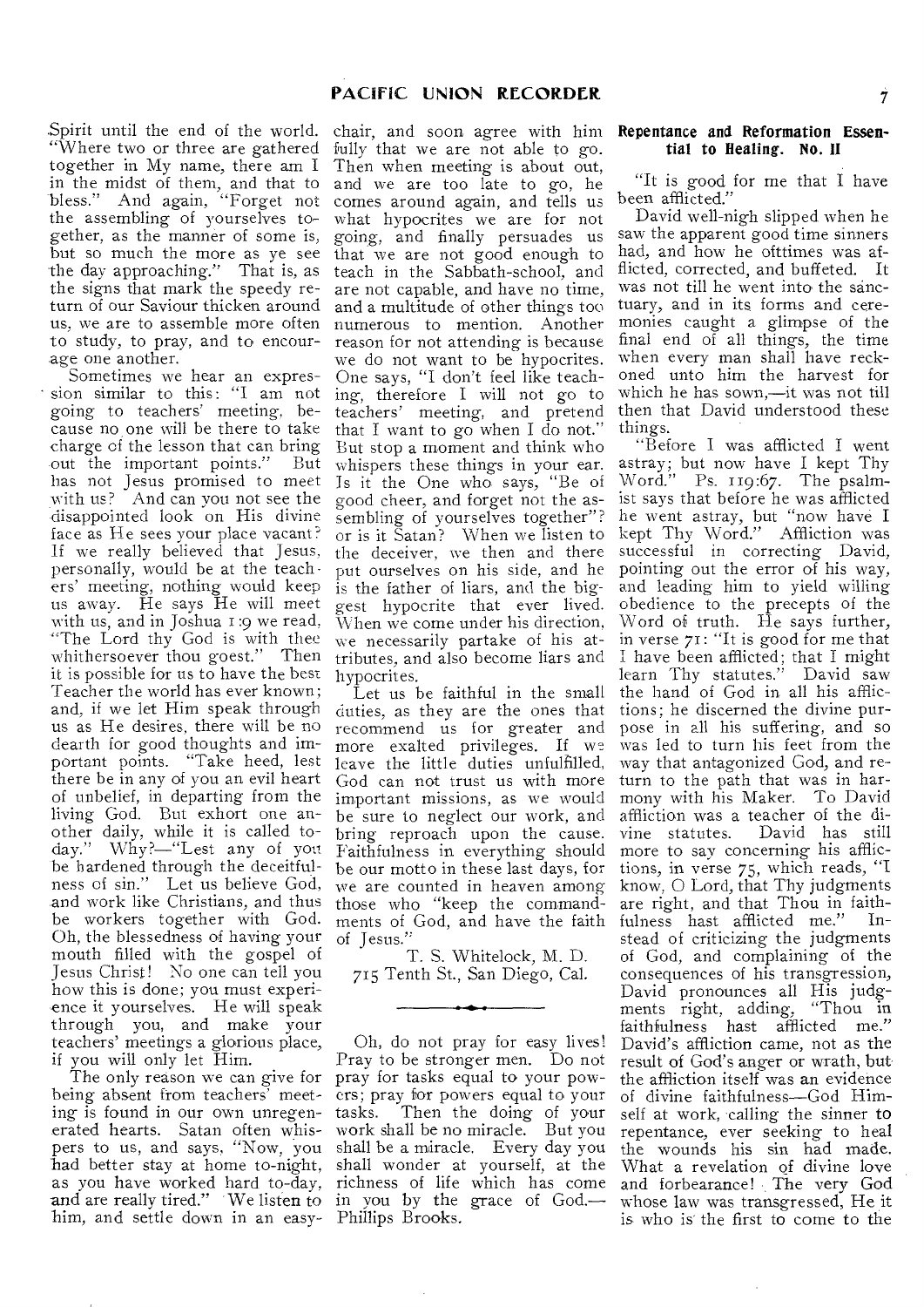Spirit until the end of the world. "Where two or three are gathered together in My name, there am I in the midst of them, and that to bless." And again, "Forget not the assembling of yourselves together, as the manner of some is, but so much the more as ye see the day approaching." That is, as the signs that mark the speedy return of our Saviour thicken around us, we are to assemble more often to study, to pray, and to encourage one another.

Sometimes we hear an expression similar to this: "I am not going to teachers' meeting, because no one will be there to take charge of the lesson that can bring out the important points." But has not Jesus promised to meet with us? And can you not see the disappointed look on His divine face as He sees your place vacant? If we really believed that Jesus, personally, would be at the teachers' meeting, nothing would keep us away. He says He will meet with us, and in Joshua 1:9 we read, "The Lord thy God is with thee whithersoever thou goest." Then it is possible for us to have the best Teacher the world has ever known; and, if we let Him speak through us as He desires, there will be no dearth for good thoughts and important points. "Take heed, lest there be in any of you an evil heart of unbelief, in departing from the living God. But exhort one another daily, while it is called to-day." Why?—"Lest any of you be hardened through the deceitfulness of sin." Let us believe God, and work like Christians, and thus be workers together with God. Oh, the blessedness of having your mouth filled with the gospel of Jesus Christ! No one can tell you how this is done; you must experience it yourselves. He will speak through you, and make your teachers' meetings a glorious place, if you will only let Him.

The only reason we can give for being absent from teachers' meeting is found in our own unregenerated hearts. Satan often whispers to us, and says, "Now, you had better stay at home to-night, as you have worked hard to-day, and are really tired." We listen to him, and settle down in an easy-chair, and soon agree with him fully that we are not able to go. Then when meeting is about out, and we are too late to go, he comes around again, and tells us what hypocrites we are for not going, and finally persuades us that we are not good enough to teach in the Sabbath-school, and are not capable, and have no time, and a multitude of other things too numerous to mention. Another reason for not attending is because we do not want to be hypocrites. One says, "I don't feel like teaching, therefore I will not go to teachers' meeting, and pretend that I want to go when I do not." But stop a moment and think who whispers these things in your ear. Is it the One who says, "Be of good cheer, and forget not the assembling of yourselves together"? or is it Satan? When we listen to the deceiver, we then and there put ourselves on his side, and he is the father of liars, and the biggest hypocrite that ever lived. When we come under his direction, we necessarily partake of his attributes, and also become liars and hypocrites.

Let us be faithful in the small duties, as they are the ones that recommend us for greater and more exalted privileges. If we leave the little duties unfulfilled, God can not trust us with more important missions, as we would be sure to neglect our work, and bring reproach upon the cause. Faithfulness in everything should be our motto in these last days, for we are counted in heaven among those who "keep the commandments of God, and have the faith of Jesus."

T. S. Whitelock, M. D.
715 Tenth St., San Diego, Cal.

---

Oh, do not pray for easy lives! Pray to be stronger men. Do not pray for tasks equal to your powers; pray for powers equal to your tasks. Then the doing of your work shall be no miracle. But you shall be a miracle. Every day you shall wonder at yourself, at the richness of life which has come in you by the grace of God.—Phillips Brooks.

## Repentance and Reformation Essential to Healing. No. II

"It is good for me that I have been afflicted."

David well-nigh slipped when he saw the apparent good time sinners had, and how he ofttimes was afflicted, corrected, and buffeted. It was not till he went into the sanctuary, and in its forms and ceremonies caught a glimpse of the final end of all things, the time when every man shall have reckoned unto him the harvest for which he has sown,—it was not till then that David understood these things.

"Before I was afflicted I went astray; but now have I kept Thy Word." Ps. 119:67. The psalmist says that before he was afflicted he went astray, but "now have I kept Thy Word." Affliction was successful in correcting David, pointing out the error of his way, and leading him to yield willing obedience to the precepts of the Word of truth. He says further, in verse 71: "It is good for me that I have been afflicted; that I might learn Thy statutes." David saw the hand of God in all his afflictions; he discerned the divine purpose in all his suffering, and so was led to turn his feet from the way that antagonized God, and return to the path that was in harmony with his Maker. To David affliction was a teacher of the divine statutes. David has still more to say concerning his afflictions, in verse 75, which reads, "I know, O Lord, that Thy judgments are right, and that Thou in faithfulness hast afflicted me." Instead of criticizing the judgments of God, and complaining of the consequences of his transgression, David pronounces all His judgments right, adding, "Thou in faithfulness hast afflicted me." David's affliction came, not as the result of God's anger or wrath, but the affliction itself was an evidence of divine faithfulness—God Himself at work, calling the sinner to repentance, ever seeking to heal the wounds his sin had made. What a revelation of divine love and forbearance! The very God whose law was transgressed, He it is who is the first to come to the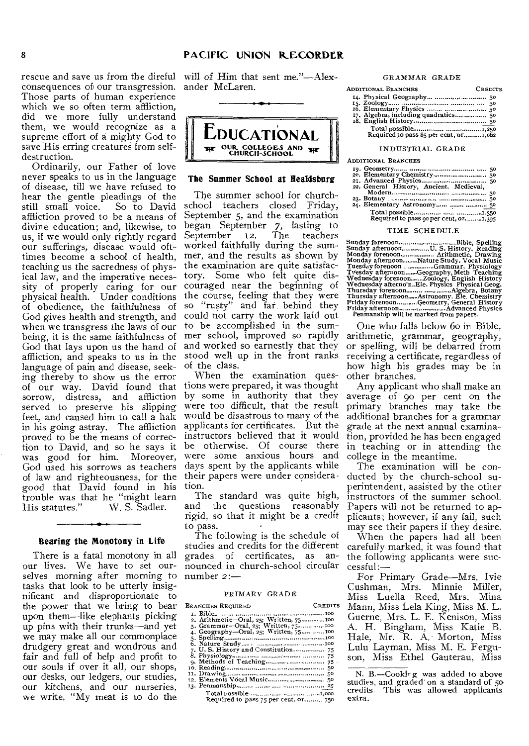rescue and save us from the direful consequences of our transgression. Those parts of human experience which we so often term affliction, did we more fully understand them, we would recognize as a supreme effort of a mighty God to save His erring creatures from self-destruction.

Ordinarily, our Father of love never speaks to us in the language of disease, till we have refused to hear the gentle pleadings of the still small voice. So to David affliction proved to be a means of divine education; and, likewise, to us, if we would only rightly regard our sufferings, disease would oft-times become a school of health, teaching us the sacredness of physical law, and the imperative necessity of properly caring for our physical health. Under conditions of obedience, the faithfulness of God gives health and strength, and when we transgress the laws of our being, it is the same faithfulness of God that lays upon us the hand of affliction, and speaks to us in the language of pain and disease, seeking thereby to show us the error of our way. David found that sorrow, distress, and affliction served to preserve his slipping feet, and caused him to call a halt in his going astray. The affliction proved to be the means of correction to David, and so he says it was good for him. Moreover, God used his sorrows as teachers of law and righteousness, for the good that David found in his trouble was that he "might learn His statutes." W. S. Sadler.

## Bearing the Monotony in Life

There is a fatal monotony in all our lives. We have to set ourselves morning after morning to tasks that look to be utterly insignificant and disproportionate to the power that we bring to bear upon them—like elephants picking up pins with their trunks—and yet we may make all our commonplace drudgery great and wondrous and fair and full of help and profit to our souls if over it all, our shops, our desks, our ledgers, our studies, our kitchens, and our nurseries, we write, "My meat is to do the will of Him that sent me."—Alexander McLaren.

# EDUCATIONAL
### OUR COLLEGES AND CHURCH-SCHOOL

## The Summer School at Healdsburg

The summer school for church-school teachers closed Friday, September 5, and the examination began September 7, lasting to September 12. The teachers worked faithfully during the summer, and the results as shown by the examination are quite satisfactory. Some who felt quite discouraged near the beginning of the course, feeling that they were so "rusty" and far behind they could not carry the work laid out to be accomplished in the summer school, improved so rapidly and worked so earnestly that they stood well up in the front ranks of the class.

When the examination questions were prepared, it was thought by some in authority that they were too difficult, that the result would be disastrous to many of the applicants for certificates. But the instructors believed that it would be otherwise. Of course there were some anxious hours and days spent by the applicants while their papers were under consideration.

The standard was quite high, and the questions reasonably rigid, so that it might be a credit to pass.

The following is the schedule of studies and credits for the different grades of certificates, as announced in church-school circular number 2:—

PRIMARY GRADE

| BRANCHES REQUIRED | CREDITS |
|---|---|
| 1. Bible | 100 |
| 2. Arithmetic—Oral, 25; Written, 75 | 100 |
| 3. Grammar—Oral, 25; Written, 75 | 100 |
| 4. Geography—Oral, 25; Written, 75 | 100 |
| 5. Spelling | 100 |
| 6. Nature Study | 100 |
| 7. U. S. History and Constitution | 75 |
| 8. Physiology | 75 |
| 9. Methods of Teaching | 75 |
| 10. Reading | 50 |
| 11. Drawing | 50 |
| 12. Elements Vocal Music | 50 |
| 13. Penmanship | 25 |
| Total possible | 1,000 |
| Required to pass 75 per cent, or | 750 |

GRAMMAR GRADE

| ADDITIONAL BRANCHES | CREDITS |
|---|---|
| 14. Physical Geography | 50 |
| 15. Zoology | 50 |
| 16. Elementary Physics | 50 |
| 17. Algebra, including quadratics | 50 |
| 18. English History | 50 |
| Total possible | 1,250 |
| Required to pass 85 per cent, or | 1,062 |

INDUSTRIAL GRADE

| ADDITIONAL BRANCHES | |
|---|---|
| 19. Geometry | 50 |
| 20. Elementary Chemistry | 50 |
| 21. Advanced Physics | 50 |
| 22. General History, Ancient, Medieval, Modern | 50 |
| 23. Botany | 50 |
| 24. Elementary Astronomy | 50 |
| Total possible | 1,550 |
| Required to pass 90 per cent, or | 1,395 |

TIME SCHEDULE

| | |
|---|---|
| Sunday forenoon | Bible, Spelling |
| Sunday afternoon | U. S. History, Reading |
| Monday forenoon | Arithmetic, Drawing |
| Monday afternoon | Nature Study, Vocal Music |
| Tuesday forenoon | Grammar, Physiology |
| Tuesday afternoon | Geography, Meth Teaching |
| Wednesday forenoon | Zoology, English History |
| Wednesday afterno'n | Ele. Physics Physical Geog. |
| Thursday forenoon | Algebra, Botany |
| Thursday afternoon | Astronomy, Ele. Chemistry |
| Friday forenoon | Geometry, General History |
| Friday afternoon | Advanced Physics |

Penmanship will be marked from papers.

One who falls below 60 in Bible, arithmetic, grammar, geography, or spelling, will be debarred from receiving a certificate, regardless of how high his grades may be in other branches.

Any applicant who shall make an average of 90 per cent on the primary branches may take the additional branches for a grammar grade at the next annual examination, provided he has been engaged in teaching or in attending the college in the meantime.

The examination will be conducted by the church-school superintendent, assisted by the other instructors of the summer school. Papers will not be returned to applicants; however, if any fail, such may see their papers if they desire.

When the papers had all been carefully marked, it was found that the following applicants were successful:—

For Primary Grade—Mrs. Ivie Cushman, Mrs. Minnie Miller, Miss Luella Reed, Mrs. Mina Mann, Miss Lela King, Miss M. L. Guerne, Mrs. L. E. Kenison, Miss A. H. Bingham, Miss Katie B. Hale, Mr. R. A. Morton, Miss Lulu Layman, Miss M. E. Ferguson, Miss Ethel Gauterau, Miss

N. B.—Cooking was added to above studies, and graded on a standard of 50 credits. This was allowed applicants extra.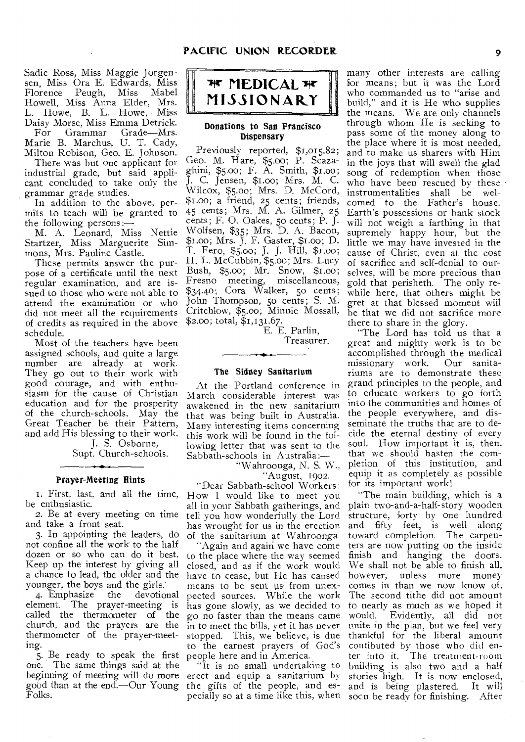Sadie Ross, Miss Maggie Jorgensen, Miss Ora E. Edwards, Miss Florence Peugh, Miss Mabel Howell, Miss Anna Elder, Mrs. L. Howe, B. L. Howe, Miss Daisy Morse, Miss Emma Detrick.

For Grammar Grade—Mrs. Marie B. Marchus, U. T. Cady, Milton Robison, Geo. E. Johnson.

There was but one applicant for industrial grade, but said applicant concluded to take only the grammar grade studies.

In addition to the above, permits to teach will be granted to the following persons:—

M. A. Leonard, Miss Nettie Startzer, Miss Marguerite Simmons, Mrs. Pauline Castle.

These permits answer the purpose of a certificate until the next regular examination, and are issued to those who were not able to attend the examination or who did not meet all the requirements of credits as required in the above schedule.

Most of the teachers have been assigned schools, and quite a large number are already at work. They go out to their work with good courage, and with enthusiasm for the cause of Christian education and for the prosperity of the church-schools. May the Great Teacher be their Pattern, and add His blessing to their work.

J. S. Osborne,
Supt. Church-schools.

### Prayer-Meeting Hints

1. First, last, and all the time, be enthusiastic.

2. Be at every meeting on time and take a front seat.

3. In appointing the leaders, do not confine all the work to the half dozen or so who can do it best. Keep up the interest by giving all a chance to lead, the older and the younger, the boys and the girls.

4. Emphasize the devotional element. The prayer-meeting is called the thermometer of the church, and the prayers are the thermometer of the prayer-meeting.

5. Be ready to speak the first one. The same things said at the beginning of meeting will do more good than at the end.—Our Young Folks.

## MEDICAL MISSIONARY

### Donations to San Francisco Dispensary

Previously reported, $1,015.82; Geo. M. Hare, $5.00; P. Scazaghini, $5.00; F. A. Smith, $1.00; J. C. Jensen, $1.00; Mrs. M. C. Wilcox, $5.00; Mrs. D. McCord, $1.00; a friend, 25 cents; friends, 45 cents; Mrs. M. A. Gilmer, 25 cents; F. O. Oakes, 50 cents; P. J. Wolfsen, $35; Mrs. D. A. Bacon, $1.00; Mrs. J. F. Gaster, $1.00; D. T. Fero, $5.00; J. J. Hill, $1.00; H. L. McCubbin, $5.00; Mrs. Lucy Bush, $5.00; Mr. Snow, $1.00; Fresno meeting, miscellaneous, $34.40; Cora Walker, 50 cents; John Thompson, 50 cents; S. M. Critchlow, $5.00; Minnie Mossall, $2.00; total, $1,131.67.

E. E. Parlin,
Treasurer.

### The Sidney Sanitarium

At the Portland conference in March considerable interest was awakened in the new sanitarium that was being built in Australia. Many interesting items concerning this work will be found in the following letter that was sent to the Sabbath-schools in Australia:—

"Wahroonga, N. S. W.,
"August, 1902.

"Dear Sabbath-school Workers: How I would like to meet you all in your Sabbath gatherings, and tell you how wonderfully the Lord has wrought for us in the erection of the sanitarium at Wahroonga.

"Again and again we have come to the place where the way seemed closed, and as if the work would have to cease, but He has caused means to be sent us from unexpected sources. While the work has gone slowly, as we decided to go no faster than the means came in to meet the bills, yet it has never stopped. This, we believe, is due to the earnest prayers of God's people here and in America.

"It is no small undertaking to erect and equip a sanitarium by the gifts of the people, and especially so at a time like this, when many other interests are calling for means; but it was the Lord who commanded us to "arise and build," and it is He who supplies the means. We are only channels through whom He is seeking to pass some of the money along to the place where it is most needed, and to make us sharers with Him in the joys that will swell the glad song of redemption when those who have been rescued by these instrumentalities shall be welcomed to the Father's house. Earth's possessions or bank stock will not weigh a farthing in that supremely happy hour, but the little we may have invested in the cause of Christ, even at the cost of sacrifice and self-denial to ourselves, will be more precious than gold that perisheth. The only regret at that blessed moment will be that we did not sacrifice more while here, that others might be there to share in the glory.

"The Lord has told us that a great and mighty work is to be accomplished through the medical missionary work. Our sanitariums are to demonstrate these grand principles to the people, and to educate workers to go forth into the communities and homes of the people everywhere, and disseminate the truths that are to decide the eternal destiny of every soul. How important it is, then, that we should hasten the completion of this institution, and equip it as completely as possible for its important work!

"The main building, which is a plain two-and-a-half-story wooden structure, forty by one hundred and fifty feet, is well along toward completion. The carpenters are now putting on the inside finish and hanging the doors. We shall not be able to finish all, however, unless more money comes in than we now know of. The second tithe did not amount to nearly as much as we hoped it would. Evidently, all did not unite in the plan, but we feel very thankful for the liberal amount contibuted by those who did enter into it. The treatment-room building is also two and a half stories high. It is now enclosed, and is being plastered. It will soon be ready for finishing. After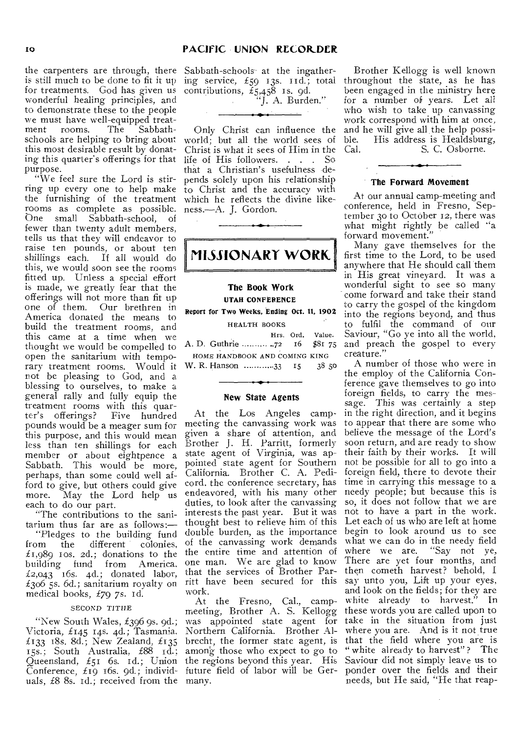the carpenters are through, there is still much to be done to fit it up for treatments. God has given us wonderful healing principles, and to demonstrate these to the people we must have well-equipped treatment rooms. The Sabbath-schools are helping to bring about this most desirable result by donating this quarter's offerings for that purpose.

"We feel sure the Lord is stirring up every one to help make the furnishing of the treatment rooms as complete as possible. One small Sabbath-school, of fewer than twenty adult members, tells us that they will endeavor to raise ten pounds, or about ten shillings each. If all would do this, we would soon see the rooms fitted up. Unless a special effort is made, we greatly fear that the offerings will not more than fit up one of them. Our brethren in America donated the means to build the treatment rooms, and this came at a time when we thought we would be compelled to open the sanitarium with temporary treatment rooms. Would it not be pleasing to God, and a blessing to ourselves, to make a general rally and fully equip the treatment rooms with this quarter's offerings? Five hundred pounds would be a meager sum for this purpose, and this would mean less than ten shillings for each member or about eightpence a Sabbath. This would be more, perhaps, than some could well afford to give, but others could give more. May the Lord help us each to do our part.

"The contributions to the sanitarium thus far are as follows:—

"Pledges to the building fund from the different colonies, £1,989 10s. 2d.; donations to the building fund from America, £2,043 16s. 4d.; donated labor, £306 5s. 6d.; sanitarium royalty on medical books, £79 7s. 1d.

SECOND TITHE

"New South Wales, £396 9s. 9d.; Victoria, £145 14s. 4d.; Tasmania, £133 18s. 8d.; New Zealand, £135 15s.; South Australia, £88 1d.; Queensland, £51 6s. 1d.; Union Conference, £19 16s. 9d.; individuals, £8 8s. 1d.; received from the Sabbath-schools at the ingathering service, £59 13s. 11d.; total contributions, £5,458 1s. 9d.

"J. A. Burden."

Only Christ can influence the world; but all the world sees of Christ is what it sees of Him in the life of His followers. . . . So that a Christian's usefulness depends solely upon his relationship to Christ and the accuracy with which he reflects the divine likeness.—A. J. Gordon.

# MISSIONARY WORK

## The Book Work

### UTAH CONFERENCE

**Report for Two Weeks, Ending Oct. 11, 1902**

| | Hrs. | Ord. | Value. |
|---|---|---|---|
| HEALTH BOOKS | | | |
| A. D. Guthrie | 72 | 16 | $81 75 |
| HOME HANDBOOK AND COMING KING | | | |
| W. R. Hanson | 33 | 15 | 38 50 |

## New State Agents

At the Los Angeles camp-meeting the canvassing work was given a share of attention, and Brother J. H. Parritt, formerly state agent of Virginia, was appointed state agent for Southern California. Brother C. A. Pedicord, the conference secretary, has endeavored, with his many other duties, to look after the canvassing interests the past year. But it was thought best to relieve him of this double burden, as the importance of the canvassing work demands the entire time and attention of one man. We are glad to know that the services of Brother Parritt have been secured for this work.

At the Fresno, Cal., camp-meeting, Brother A. S. Kellogg was appointed state agent for Northern California. Brother Albrecht, the former state agent, is among those who expect to go to the regions beyond this year. His future field of labor will be Germany.

Brother Kellogg is well known throughout the state, as he has been engaged in the ministry here for a number of years. Let all who wish to take up canvassing work correspond with him at once, and he will give all the help possible. His address is Healdsburg, Cal.

S. C. Osborne.

## The Forward Movement

At our annual camp-meeting and conference, held in Fresno, September 30 to October 12, there was what might rightly be called "a forward movement."

Many gave themselves for the first time to the Lord, to be used anywhere that He should call them in His great vineyard. It was a wonderful sight to see so many come forward and take their stand to carry the gospel of the kingdom into the regions beyond, and thus to fulfil the command of our Saviour, "Go ye into all the world, and preach the gospel to every creature."

A number of those who were in the employ of the California Conference gave themselves to go into foreign fields, to carry the message. This was certainly a step in the right direction, and it begins to appear that there are some who believe the message of the Lord's soon return, and are ready to show their faith by their works. It will not be possible for all to go into a foreign field, there to devote their time in carrying this message to a needy people; but because this is so, it does not follow that we are not to have a part in the work. Let each of us who are left at home begin to look around us to see what we can do in the needy field where we are. "Say not ye, There are yet four months, and then cometh harvest? behold, I say unto you, Lift up your eyes, and look on the fields; for they are white already to harvest." In these words you are called upon to take in the situation from just where you are. And is it not true that the field where you are is "white already to harvest"? The Saviour did not simply leave us to ponder over the fields and their needs, but He said, "He that reap-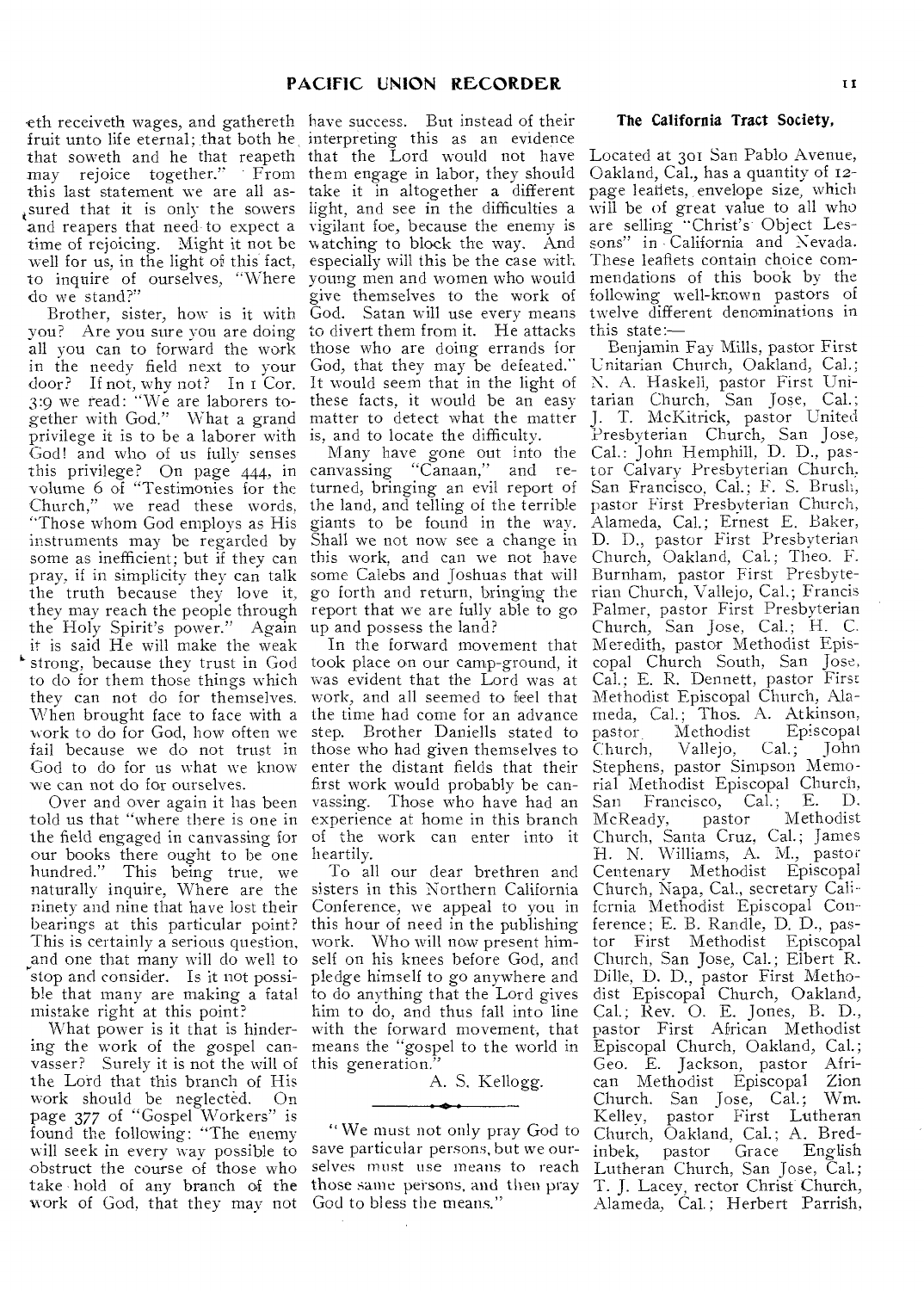eth receiveth wages, and gathereth fruit unto life eternal; that both he that soweth and he that reapeth may rejoice together." From this last statement we are all assured that it is only the sowers and reapers that need to expect a time of rejoicing. Might it not be well for us, in the light of this fact, to inquire of ourselves, "Where do we stand?"

Brother, sister, how is it with you? Are you sure you are doing all you can to forward the work in the needy field next to your door? If not, why not? In 1 Cor. 3:9 we read: "We are laborers together with God." What a grand privilege it is to be a laborer with God! and who of us fully senses this privilege? On page 444, in volume 6 of "Testimonies for the Church," we read these words, "Those whom God employs as His instruments may be regarded by some as inefficient; but if they can pray, if in simplicity they can talk the truth because they love it, they may reach the people through the Holy Spirit's power." Again it is said He will make the weak strong, because they trust in God to do for them those things which they can not do for themselves. When brought face to face with a work to do for God, how often we fail because we do not trust in God to do for us what we know we can not do for ourselves.

Over and over again it has been told us that "where there is one in the field engaged in canvassing for our books there ought to be one hundred." This being true, we naturally inquire, Where are the ninety and nine that have lost their bearings at this particular point? This is certainly a serious question, and one that many will do well to stop and consider. Is it not possible that many are making a fatal mistake right at this point?

What power is it that is hindering the work of the gospel canvasser? Surely it is not the will of the Lord that this branch of His work should be neglected. On page 377 of "Gospel Workers" is found the following: "The enemy will seek in every way possible to obstruct the course of those who take hold of any branch of the work of God, that they may not have success. But instead of their interpreting this as an evidence that the Lord would not have them engage in labor, they should take it in altogether a different light, and see in the difficulties a vigilant foe, because the enemy is watching to block the way. And especially will this be the case with young men and women who would give themselves to the work of God. Satan will use every means to divert them from it. He attacks those who are doing errands for God, that they may be defeated." It would seem that in the light of these facts, it would be an easy matter to detect what the matter is, and to locate the difficulty.

Many have gone out into the canvassing "Canaan," and returned, bringing an evil report of the land, and telling of the terrible giants to be found in the way. Shall we not now see a change in this work, and can we not have some Calebs and Joshuas that will go forth and return, bringing the report that we are fully able to go up and possess the land?

In the forward movement that took place on our camp-ground, it was evident that the Lord was at work, and all seemed to feel that the time had come for an advance step. Brother Daniells stated to those who had given themselves to enter the distant fields that their first work would probably be canvassing. Those who have had an experience at home in this branch of the work can enter into it heartily.

To all our dear brethren and sisters in this Northern California Conference, we appeal to you in this hour of need in the publishing work. Who will now present himself on his knees before God, and pledge himself to go anywhere and to do anything that the Lord gives him to do, and thus fall into line with the forward movement, that means the "gospel to the world in this generation."

A. S. Kellogg.

---

"We must not only pray God to save particular persons, but we ourselves must use means to reach those same persons, and then pray God to bless the means."

### The California Tract Society,

Located at 301 San Pablo Avenue, Oakland, Cal., has a quantity of 12-page leaflets, envelope size, which will be of great value to all who are selling "Christ's Object Lessons" in California and Nevada. These leaflets contain choice commendations of this book by the following well-known pastors of twelve different denominations in this state:—

Benjamin Fay Mills, pastor First Unitarian Church, Oakland, Cal.; N. A. Haskell, pastor First Unitarian Church, San Jose, Cal.; J. T. McKitrick, pastor United Presbyterian Church, San Jose, Cal.; John Hemphill, D. D., pastor Calvary Presbyterian Church, San Francisco, Cal.; F. S. Brush, pastor First Presbyterian Church, Alameda, Cal.; Ernest E. Baker, D. D., pastor First Presbyterian Church, Oakland, Cal.; Theo. F. Burnham, pastor First Presbyterian Church, Vallejo, Cal.; Francis Palmer, pastor First Presbyterian Church, San Jose, Cal.; H. C. Meredith, pastor Methodist Episcopal Church South, San Jose, Cal.; E. R. Dennett, pastor First Methodist Episcopal Church, Alameda, Cal.; Thos. A. Atkinson, pastor Methodist Episcopal Church, Vallejo, Cal.; John Stephens, pastor Simpson Memorial Methodist Episcopal Church, San Francisco, Cal.; E. D. McReady, pastor Methodist Church, Santa Cruz, Cal.; James H. N. Williams, A. M., pastor Centenary Methodist Episcopal Church, Napa, Cal., secretary California Methodist Episcopal Conference; E. B. Randle, D. D., pastor First Methodist Episcopal Church, San Jose, Cal.; Elbert R. Dille, D. D., pastor First Methodist Episcopal Church, Oakland, Cal.; Rev. O. E. Jones, B. D., pastor First African Methodist Episcopal Church, Oakland, Cal.; Geo. E. Jackson, pastor African Methodist Episcopal Zion Church, San Jose, Cal.; Wm. Kelley, pastor First Lutheran Church, Oakland, Cal.; A. Bredinbek, pastor Grace English Lutheran Church, San Jose, Cal.; T. J. Lacey, rector Christ Church, Alameda, Cal.; Herbert Parrish,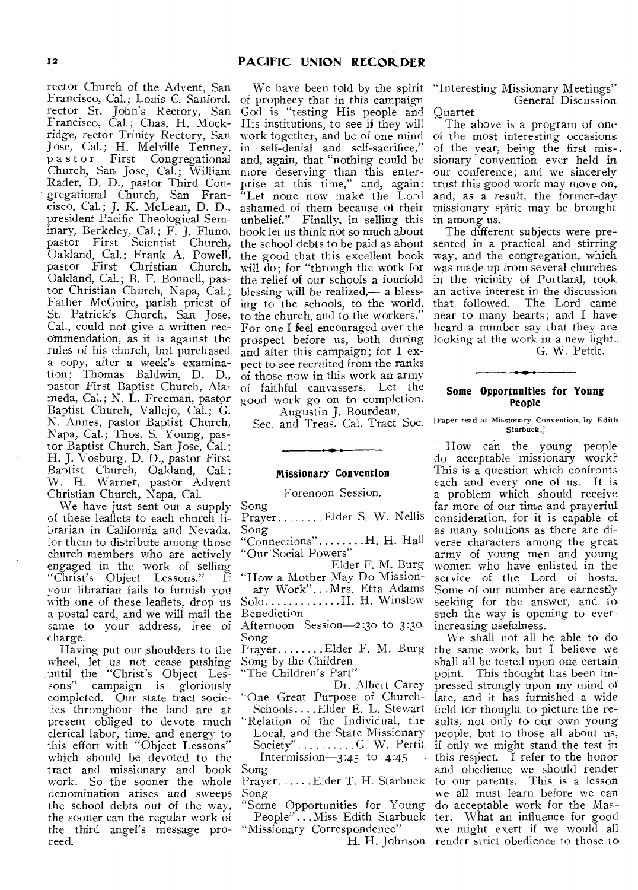rector Church of the Advent, San Francisco, Cal.; Louis C. Sanford, rector St. John's Rectory, San Francisco, Cal.; Chas. H. Mockridge, rector Trinity Rectory, San Jose, Cal.; H. Melville Tenney, pastor First Congregational Church, San Jose, Cal.; William Rader, D. D., pastor Third Congregational Church, San Francisco, Cal.; J. K. McLean, D. D., president Pacific Theological Seminary, Berkeley, Cal.; F. J. Fluno, pastor First Scientist Church, Oakland, Cal.; Frank A. Powell, pastor First Christian Church, Oakland, Cal.; B. F. Bonnell, pastor Christian Church, Napa, Cal.; Father McGuire, parish priest of St. Patrick's Church, San Jose, Cal., could not give a written recommendation, as it is against the rules of his church, but purchased a copy, after a week's examination; Thomas Baldwin, D. D., pastor First Baptist Church, Alameda, Cal.; N. L. Freeman, pastor Baptist Church, Vallejo, Cal.; G. N. Annes, pastor Baptist Church, Napa, Cal.; Thos. S. Young, pastor Baptist Church, San Jose, Cal.; H. J. Vosburg, D. D., pastor First Baptist Church, Oakland, Cal.; W. H. Warner, pastor Advent Christian Church, Napa, Cal.

We have just sent out a supply of these leaflets to each church librarian in California and Nevada, for them to distribute among those church-members who are actively engaged in the work of selling "Christ's Object Lessons." If your librarian fails to furnish you with one of these leaflets, drop us a postal card, and we will mail the same to your address, free of charge.

Having put our shoulders to the wheel, let us not cease pushing until the "Christ's Object Lessons" campaign is gloriously completed. Our state tract societies throughout the land are at present obliged to devote much clerical labor, time, and energy to this effort with "Object Lessons" which should be devoted to the tract and missionary and book work. So the sooner the whole denomination arises and sweeps the school debts out of the way, the sooner can the regular work of the third angel's message proceed.

We have been told by the spirit of prophecy that in this campaign God is "testing His people and His institutions, to see if they will work together, and be of one mind in self-denial and self-sacrifice," and, again, that "nothing could be more deserving than this enterprise at this time," and, again: "Let none now make the Lord ashamed of them because of their unbelief." Finally, in selling this book let us think not so much about the school debts to be paid as about the good that this excellent book will do; for "through the work for the relief of our schools a fourfold blessing will be realized,— a blessing to the schools, to the world, to the church, and to the workers." For one I feel encouraged over the prospect before us, both during and after this campaign; for I expect to see recruited from the ranks of those now in this work an army of faithful canvassers. Let the good work go on to completion.

Augustin J. Bourdeau,
Sec. and Treas. Cal. Tract Soc.

## Missionary Convention

Forenoon Session.

Song
Prayer........Elder S. W. Nellis
Song
"Connections"........H. H. Hall
"Our Social Powers"
Elder F. M. Burg
"How a Mother May Do Missionary Work"...Mrs. Etta Adams
Solo.............H. H. Winslow
Benediction

Afternoon Session—2:30 to 3:30.
Song
Prayer........Elder F. M. Burg
Song by the Children
"The Children's Part"
Dr. Albert Carey
"One Great Purpose of Church-Schools....Elder E. L. Stewart
"Relation of the Individual, the Local, and the State Missionary Society"..........G. W. Pettit
Intermission—3:45 to 4:45
Song
Prayer......Elder T. H. Starbuck
Song
"Some Opportunities for Young People"...Miss Edith Starbuck
"Missionary Correspondence"
H. H. Johnson
"Interesting Missionary Meetings"
General Discussion
Quartet

The above is a program of one of the most interesting occasions of the year, being the first missionary convention ever held in our conference; and we sincerely trust this good work may move on, and, as a result, the former-day missionary spirit may be brought in among us.

The different subjects were presented in a practical and stirring way, and the congregation, which was made up from several churches in the vicinity of Portland, took an active interest in the discussion that followed. The Lord came near to many hearts; and I have heard a number say that they are looking at the work in a new light.

G. W. Pettit.

## Some Opportunities for Young People

[Paper read at Missionary Convention, by Edith Starbuck.]

How can the young people do acceptable missionary work? This is a question which confronts each and every one of us. It is a problem which should receive far more of our time and prayerful consideration, for it is capable of as many solutions as there are diverse characters among the great army of young men and young women who have enlisted in the service of the Lord of hosts. Some of our number are earnestly seeking for the answer, and to such the way is opening to ever-increasing usefulness.

We shall not all be able to do the same work, but I believe we shall all be tested upon one certain point. This thought has been impressed strongly upon my mind of late, and it has furnished a wide field for thought to picture the results, not only to our own young people, but to those all about us, if only we might stand the test in this respect. I refer to the honor and obedience we should render to our parents. This is a lesson we all must learn before we can do acceptable work for the Master. What an influence for good we might exert if we would all render strict obedience to those to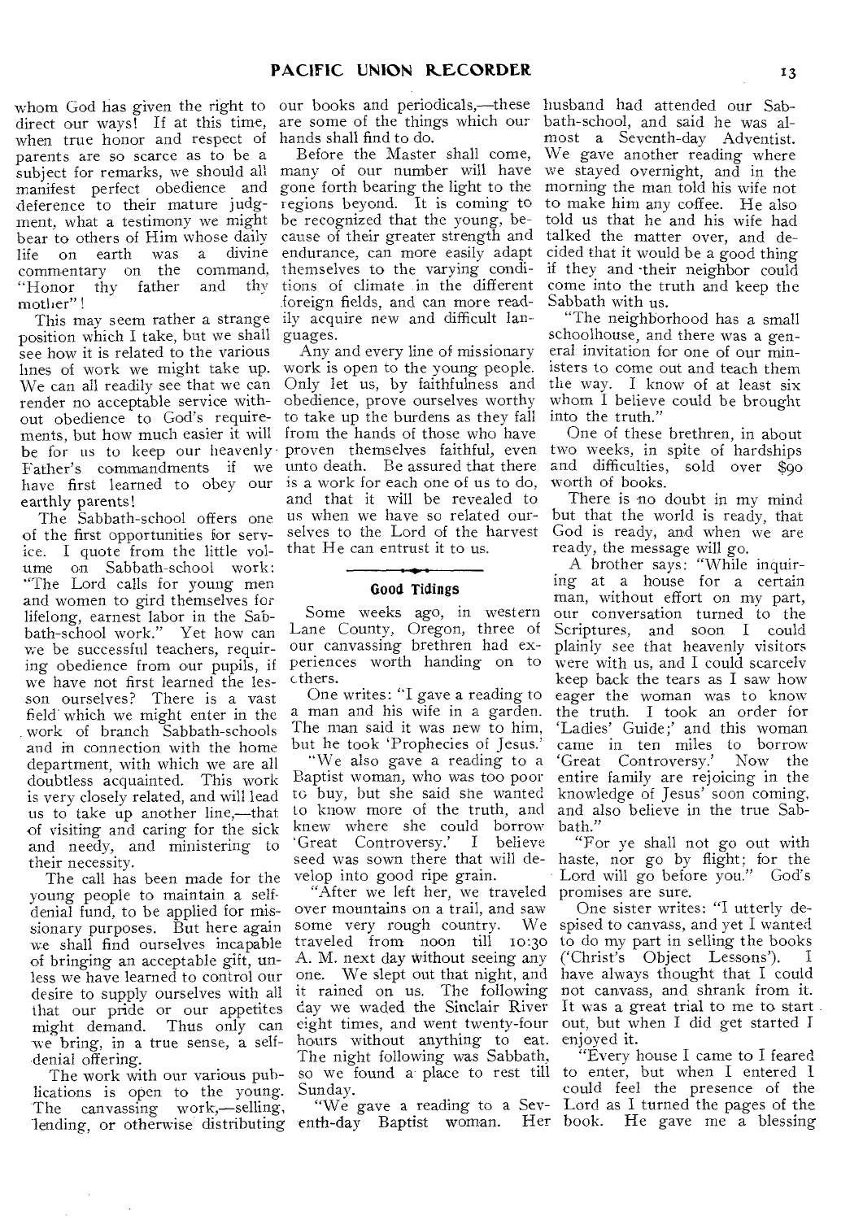whom God has given the right to direct our ways! If at this time, when true honor and respect of parents are so scarce as to be a subject for remarks, we should all manifest perfect obedience and deference to their mature judgment, what a testimony we might bear to others of Him whose daily life on earth was a divine commentary on the command, "Honor thy father and thy mother"!

This may seem rather a strange position which I take, but we shall see how it is related to the various lines of work we might take up. We can all readily see that we can render no acceptable service without obedience to God's requirements, but how much easier it will be for us to keep our heavenly Father's commandments if we have first learned to obey our earthly parents!

The Sabbath-school offers one of the first opportunities for service. I quote from the little volume on Sabbath-school work: "The Lord calls for young men and women to gird themselves for lifelong, earnest labor in the Sabbath-school work." Yet how can we be successful teachers, requiring obedience from our pupils, if we have not first learned the lesson ourselves? There is a vast field which we might enter in the work of branch Sabbath-schools and in connection with the home department, with which we are all doubtless acquainted. This work is very closely related, and will lead us to take up another line,—that of visiting and caring for the sick and needy, and ministering to their necessity.

The call has been made for the young people to maintain a self-denial fund, to be applied for missionary purposes. But here again we shall find ourselves incapable of bringing an acceptable gift, unless we have learned to control our desire to supply ourselves with all that our pride or our appetites might demand. Thus only can we bring, in a true sense, a self-denial offering.

The work with our various publications is open to the young. The canvassing work,—selling, lending, or otherwise distributing our books and periodicals,—these are some of the things which our hands shall find to do.

Before the Master shall come, many of our number will have gone forth bearing the light to the regions beyond. It is coming to be recognized that the young, because of their greater strength and endurance, can more easily adapt themselves to the varying conditions of climate in the different foreign fields, and can more readily acquire new and difficult languages.

Any and every line of missionary work is open to the young people. Only let us, by faithfulness and obedience, prove ourselves worthy to take up the burdens as they fall from the hands of those who have proven themselves faithful, even unto death. Be assured that there is a work for each one of us to do, and that it will be revealed to us when we have so related ourselves to the Lord of the harvest that He can entrust it to us.

## Good Tidings

Some weeks ago, in western Lane County, Oregon, three of our canvassing brethren had experiences worth handing on to others.

One writes: "I gave a reading to a man and his wife in a garden. The man said it was new to him, but he took 'Prophecies of Jesus.'

"We also gave a reading to a Baptist woman, who was too poor to buy, but she said she wanted to know more of the truth, and knew where she could borrow 'Great Controversy.' I believe seed was sown there that will develop into good ripe grain.

"After we left her, we traveled over mountains on a trail, and saw some very rough country. We traveled from noon till 10:30 A. M. next day without seeing any one. We slept out that night, and it rained on us. The following day we waded the Sinclair River eight times, and went twenty-four hours without anything to eat. The night following was Sabbath, so we found a place to rest till Sunday.

"We gave a reading to a Seventh-day Baptist woman. Her husband had attended our Sabbath-school, and said he was almost a Seventh-day Adventist. We gave another reading where we stayed overnight, and in the morning the man told his wife not to make him any coffee. He also told us that he and his wife had talked the matter over, and decided that it would be a good thing if they and their neighbor could come into the truth and keep the Sabbath with us.

"The neighborhood has a small schoolhouse, and there was a general invitation for one of our ministers to come out and teach them the way. I know of at least six whom I believe could be brought into the truth."

One of these brethren, in about two weeks, in spite of hardships and difficulties, sold over $90 worth of books.

There is no doubt in my mind but that the world is ready, that God is ready, and when we are ready, the message will go.

A brother says: "While inquiring at a house for a certain man, without effort on my part, our conversation turned to the Scriptures, and soon I could plainly see that heavenly visitors were with us, and I could scarcely keep back the tears as I saw how eager the woman was to know the truth. I took an order for 'Ladies' Guide;' and this woman came in ten miles to borrow 'Great Controversy.' Now the entire family are rejoicing in the knowledge of Jesus' soon coming, and also believe in the true Sabbath."

"For ye shall not go out with haste, nor go by flight; for the Lord will go before you." God's promises are sure.

One sister writes: "I utterly despised to canvass, and yet I wanted to do my part in selling the books ('Christ's Object Lessons'). I have always thought that I could not canvass, and shrank from it. It was a great trial to me to start out, but when I did get started I enjoyed it.

"Every house I came to I feared to enter, but when I entered I could feel the presence of the Lord as I turned the pages of the book. He gave me a blessing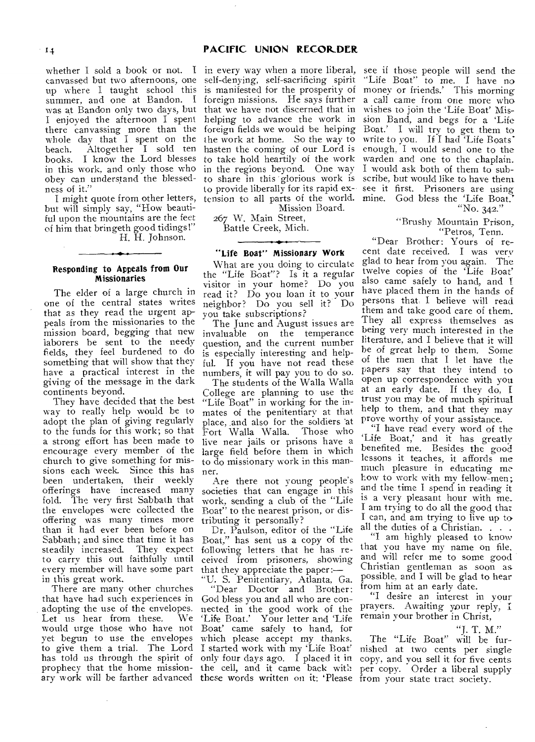whether I sold a book or not. I canvassed but two afternoons, one up where I taught school this summer, and one at Bandon. I was at Bandon only two days, but I enjoyed the afternoon I spent there canvassing more than the whole day that I spent on the beach. Altogether I sold ten books. I know the Lord blesses in this work, and only those who obey can understand the blessedness of it."

I might quote from other letters, but will simply say, "How beautiful upon the mountains are the feet of him that bringeth good tidings!"

H. H. Johnson.

### Responding to Appeals from Our Missionaries

The elder of a large church in one of the central states writes that as they read the urgent appeals from the missionaries to the mission board, begging that new laborers be sent to the needy fields, they feel burdened to do something that will show that they have a practical interest in the giving of the message in the dark continents beyond.

They have decided that the best way to really help would be to adopt the plan of giving regularly to the funds for this work; so that a strong effort has been made to encourage every member of the church to give something for missions each week. Since this has been undertaken, their weekly offerings have increased many fold. The very first Sabbath that the envelopes were collected the offering was many times more than it had ever been before on Sabbath; and since that time it has steadily increased. They expect to carry this out faithfully until every member will have some part in this great work.

There are many other churches that have had such experiences in adopting the use of the envelopes. Let us hear from these. We would urge those who have not yet begun to use the envelopes to give them a trial. The Lord has told us through the spirit of prophecy that the home missionary work will be farther advanced in every way when a more liberal, self-denying, self-sacrificing spirit is manifested for the prosperity of foreign missions. He says further that we have not discerned that in helping to advance the work in foreign fields we would be helping the work at home. So the way to hasten the coming of our Lord is to take hold heartily of the work in the regions beyond. One way to share in this glorious work is to provide liberally for its rapid extension to all parts of the world.

Mission Board.

267 W. Main Street,
Battle Creek, Mich.

### "Life Boat" Missionary Work

What are you doing to circulate the "Life Boat"? Is it a regular visitor in your home? Do you read it? Do you loan it to your neighbor? Do you sell it? Do you take subscriptions?

The June and August issues are invaluable on the temperance question, and the current number is especially interesting and helpful. If you have not read these numbers, it will pay you to do so.

The students of the Walla Walla College are planning to use the "Life Boat" in working for the inmates of the penitentiary at that place, and also for the soldiers at Fort Walla Walla. Those who live near jails or prisons have a large field before them in which to do missionary work in this manner.

Are there not young people's societies that can engage in this work, sending a club of the "Life Boat" to the nearest prison, or distributing it personally?

Dr. Paulson, editor of the "Life Boat," has sent us a copy of the following letters that he has received from prisoners, showing that they appreciate the paper:—

"U. S. Penitentiary, Atlanta, Ga.

"Dear Doctor and Brother: God bless you and all who are connected in the good work of the 'Life Boat.' Your letter and 'Life Boat' came safely to hand, for which please accept my thanks. I started work with my 'Life Boat' only four days ago. I placed it in the cell, and it came back with these words written on it: 'Please see if those people will send the "Life Boat" to me. I have no money or friends.' This morning a call came from one more who wishes to join the 'Life Boat' Mission Band, and begs for a 'Life Boat.' I will try to get them to write to you. If I had 'Life Boats' enough, I would send one to the warden and one to the chaplain. I would ask both of them to subscribe, but would like to have them see it first. Prisoners are using mine. God bless the 'Life Boat.'

"No. 342."

"Brushy Mountain Prison,
"Petros, Tenn.

"Dear Brother: Yours of recent date received. I was very glad to hear from you again. The twelve copies of the 'Life Boat' also came safely to hand, and I have placed them in the hands of persons that I believe will read them and take good care of them. They all express themselves as being very much interested in the literature, and I believe that it will be of great help to them. Some of the men that I let have the papers say that they intend to open up correspondence with you at an early date. If they do, I trust you may be of much spiritual help to them, and that they may prove worthy of your assistance.

"I have read every word of the 'Life Boat,' and it has greatly benefited me. Besides the good lessons it teaches, it affords me much pleasure in educating me how to work with my fellow-men; and the time I spend in reading it is a very pleasant hour with me. I am trying to do all the good that I can, and am trying to live up to all the duties of a Christian. . . .

"I am highly pleased to know that you have my name on file, and will refer me to some good Christian gentleman as soon as possible, and I will be glad to hear from him at an early date.

"I desire an interest in your prayers. Awaiting your reply, I remain your brother in Christ,

"J. T. M."

The "Life Boat" will be furnished at two cents per single copy, and you sell it for five cents per copy. Order a liberal supply from your state tract society.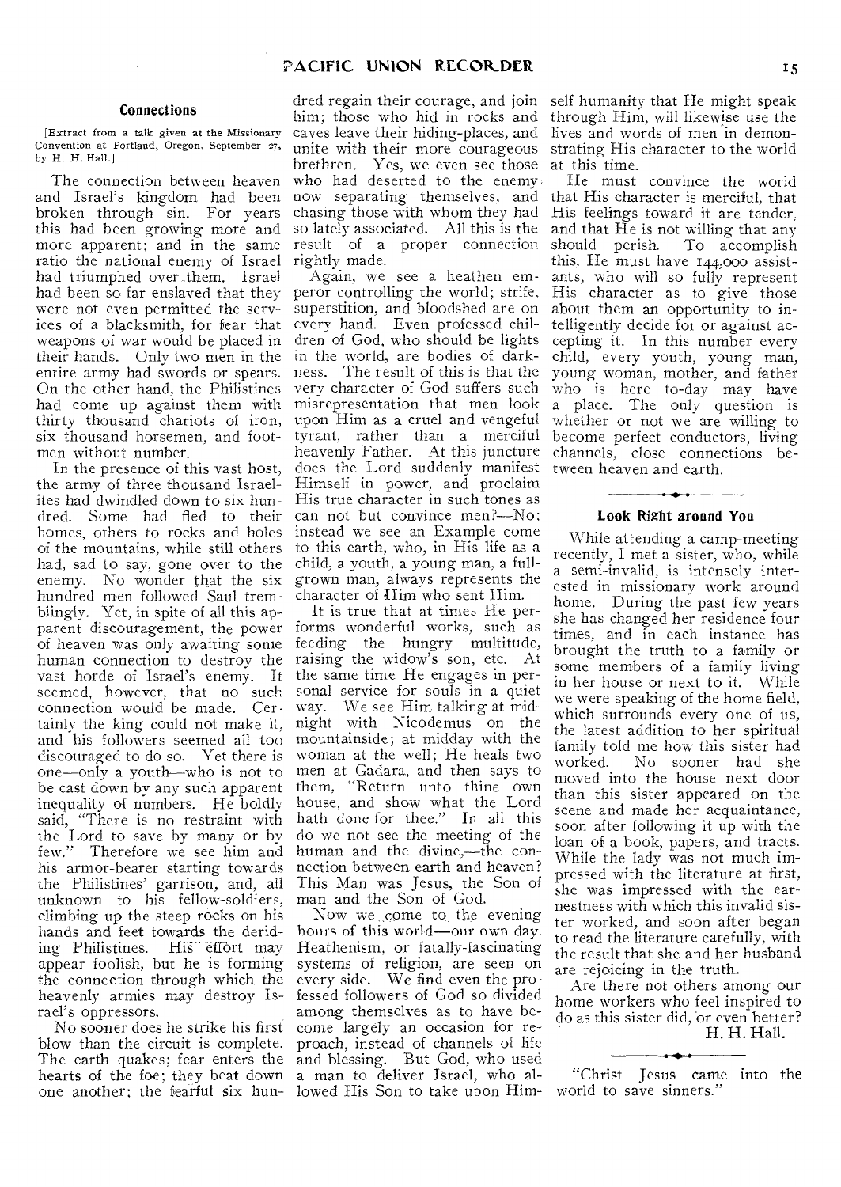## Connections

[Extract from a talk given at the Missionary Convention at Portland, Oregon, September 27, by H. H. Hall.]

The connection between heaven and Israel's kingdom had been broken through sin. For years this had been growing more and more apparent; and in the same ratio the national enemy of Israel had triumphed over them. Israel had been so far enslaved that they were not even permitted the services of a blacksmith, for fear that weapons of war would be placed in their hands. Only two men in the entire army had swords or spears. On the other hand, the Philistines had come up against them with thirty thousand chariots of iron, six thousand horsemen, and footmen without number.

In the presence of this vast host, the army of three thousand Israelites had dwindled down to six hundred. Some had fled to their homes, others to rocks and holes of the mountains, while still others had, sad to say, gone over to the enemy. No wonder that the six hundred men followed Saul tremblingly. Yet, in spite of all this apparent discouragement, the power of heaven was only awaiting some human connection to destroy the vast horde of Israel's enemy. It seemed, however, that no such connection would be made. Certainly the king could not make it, and his followers seemed all too discouraged to do so. Yet there is one—only a youth—who is not to be cast down by any such apparent inequality of numbers. He boldly said, "There is no restraint with the Lord to save by many or by few." Therefore we see him and his armor-bearer starting towards the Philistines' garrison, and, all unknown to his fellow-soldiers, climbing up the steep rocks on his hands and feet towards the deriding Philistines. His effort may appear foolish, but he is forming the connection through which the heavenly armies may destroy Israel's oppressors.

No sooner does he strike his first blow than the circuit is complete. The earth quakes; fear enters the hearts of the foe; they beat down one another; the fearful six hundred regain their courage, and join him; those who hid in rocks and caves leave their hiding-places, and unite with their more courageous brethren. Yes, we even see those who had deserted to the enemy now separating themselves, and chasing those with whom they had so lately associated. All this is the result of a proper connection rightly made.

Again, we see a heathen emperor controlling the world; strife, superstition, and bloodshed are on every hand. Even professed children of God, who should be lights in the world, are bodies of darkness. The result of this is that the very character of God suffers such misrepresentation that men look upon Him as a cruel and vengeful tyrant, rather than a merciful heavenly Father. At this juncture does the Lord suddenly manifest Himself in power, and proclaim His true character in such tones as can not but convince men?—No: instead we see an Example come to this earth, who, in His life as a child, a youth, a young man, a full-grown man, always represents the character of Him who sent Him.

It is true that at times He performs wonderful works, such as feeding the hungry multitude, raising the widow's son, etc. At the same time He engages in personal service for souls in a quiet way. We see Him talking at midnight with Nicodemus on the mountainside; at midday with the woman at the well; He heals two men at Gadara, and then says to them, "Return unto thine own house, and show what the Lord hath done for thee." In all this do we not see the meeting of the human and the divine,—the connection between earth and heaven? This Man was Jesus, the Son of man and the Son of God.

Now we come to the evening hours of this world—our own day. Heathenism, or fatally-fascinating systems of religion, are seen on every side. We find even the professed followers of God so divided among themselves as to have become largely an occasion for reproach, instead of channels of life and blessing. But God, who used a man to deliver Israel, who allowed His Son to take upon Himself humanity that He might speak through Him, will likewise use the lives and words of men in demonstrating His character to the world at this time.

He must convince the world that His character is merciful, that His feelings toward it are tender, and that He is not willing that any should perish. To accomplish this, He must have 144,000 assistants, who will so fully represent His character as to give those about them an opportunity to intelligently decide for or against accepting it. In this number every child, every youth, young man, young woman, mother, and father who is here to-day may have a place. The only question is whether or not we are willing to become perfect conductors, living channels, close connections between heaven and earth.

## Look Right around You

While attending a camp-meeting recently, I met a sister, who, while a semi-invalid, is intensely interested in missionary work around home. During the past few years she has changed her residence four times, and in each instance has brought the truth to a family or some members of a family living in her house or next to it. While we were speaking of the home field, which surrounds every one of us, the latest addition to her spiritual family told me how this sister had worked. No sooner had she moved into the house next door than this sister appeared on the scene and made her acquaintance, soon after following it up with the loan of a book, papers, and tracts. While the lady was not much impressed with the literature at first, she was impressed with the earnestness with which this invalid sister worked, and soon after began to read the literature carefully, with the result that she and her husband are rejoicing in the truth.

Are there not others among our home workers who feel inspired to do as this sister did, or even better?

H. H. Hall.

"Christ Jesus came into the world to save sinners."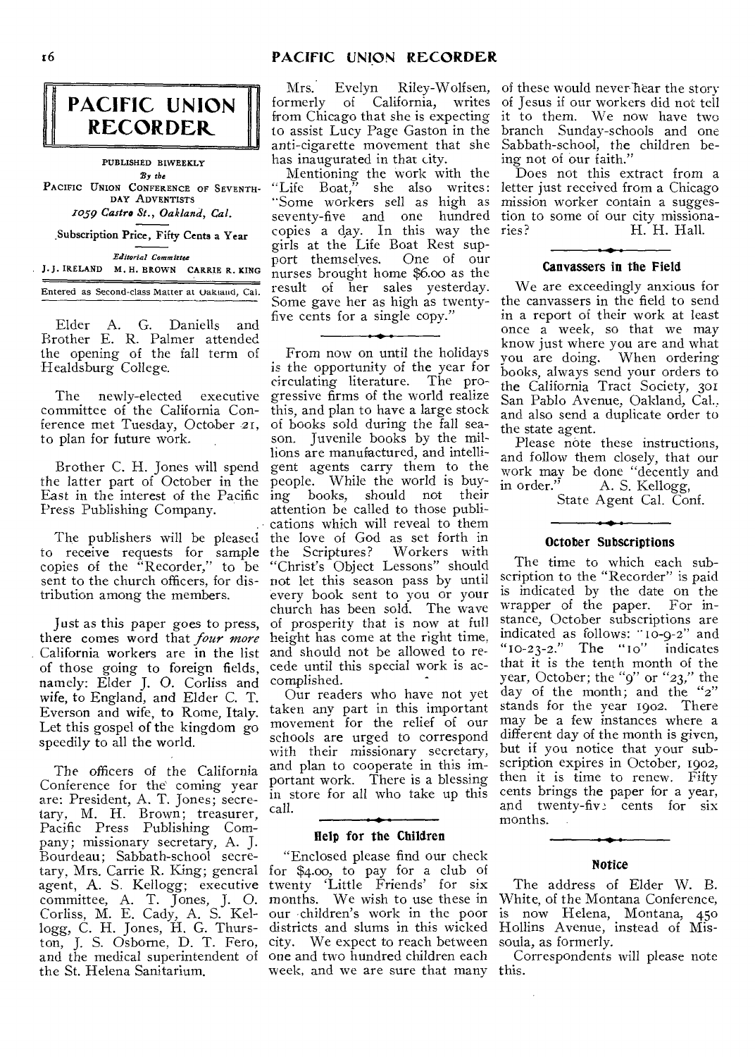# PACIFIC UNION RECORDER

PUBLISHED BIWEEKLY
*By the*
PACIFIC UNION CONFERENCE OF SEVENTH-DAY ADVENTISTS
*1059 Castro St., Oakland, Cal.*

Subscription Price, Fifty Cents a Year

*Editorial Committee*
J. J. IRELAND M. H. BROWN CARRIE R. KING

Entered as Second-class Matter at Oakland, Cal.

Elder A. G. Daniells and Brother E. R. Palmer attended the opening of the fall term of Healdsburg College.

The newly-elected executive committee of the California Conference met Tuesday, October 21, to plan for future work.

Brother C. H. Jones will spend the latter part of October in the East in the interest of the Pacific Press Publishing Company.

The publishers will be pleased to receive requests for sample copies of the "Recorder," to be sent to the church officers, for distribution among the members.

Just as this paper goes to press, there comes word that *four more* California workers are in the list of those going to foreign fields, namely: Elder J. O. Corliss and wife, to England, and Elder C. T. Everson and wife, to Rome, Italy. Let this gospel of the kingdom go speedily to all the world.

The officers of the California Conference for the coming year are: President, A. T. Jones; secretary, M. H. Brown; treasurer, Pacific Press Publishing Company; missionary secretary, A. J. Bourdeau; Sabbath-school secretary, Mrs. Carrie R. King; general agent, A. S. Kellogg; executive committee, A. T. Jones, J. O. Corliss, M. E. Cady, A. S. Kellogg, C. H. Jones, H. G. Thurston, J. S. Osborne, D. T. Fero, and the medical superintendent of the St. Helena Sanitarium.

Mrs. Evelyn Riley-Wolfsen, formerly of California, writes from Chicago that she is expecting to assist Lucy Page Gaston in the anti-cigarette movement that she has inaugurated in that city.

Mentioning the work with the "Life Boat," she also writes: "Some workers sell as high as seventy-five and one hundred copies a day. In this way the girls at the Life Boat Rest support themselves. One of our nurses brought home $6.00 as the result of her sales yesterday. Some gave her as high as twenty-five cents for a single copy."

From now on until the holidays is the opportunity of the year for circulating literature. The progressive firms of the world realize this, and plan to have a large stock of books sold during the fall season. Juvenile books by the millions are manufactured, and intelligent agents carry them to the people. While the world is buying books, should not their attention be called to those publications which will reveal to them the love of God as set forth in the Scriptures? Workers with "Christ's Object Lessons" should not let this season pass by until every book sent to you or your church has been sold. The wave of prosperity that is now at full height has come at the right time, and should not be allowed to recede until this special work is accomplished.

Our readers who have not yet taken any part in this important movement for the relief of our schools are urged to correspond with their missionary secretary, and plan to cooperate in this important work. There is a blessing in store for all who take up this call.

### Help for the Children

"Enclosed please find our check for $4.00, to pay for a club of twenty 'Little Friends' for six months. We wish to use these in our children's work in the poor districts and slums in this wicked city. We expect to reach between one and two hundred children each week, and we are sure that many of these would never hear the story of Jesus if our workers did not tell it to them. We now have two branch Sunday-schools and one Sabbath-school, the children being not of our faith."

Does not this extract from a letter just received from a Chicago mission worker contain a suggestion to some of our city missionaries?

H. H. Hall.

### Canvassers in the Field

We are exceedingly anxious for the canvassers in the field to send in a report of their work at least once a week, so that we may know just where you are and what you are doing. When ordering books, always send your orders to the California Tract Society, 301 San Pablo Avenue, Oakland, Cal., and also send a duplicate order to the state agent.

Please note these instructions, and follow them closely, that our work may be done "decently and in order."

A. S. Kellogg,
State Agent Cal. Conf.

### October Subscriptions

The time to which each subscription to the "Recorder" is paid is indicated by the date on the wrapper of the paper. For instance, October subscriptions are indicated as follows: "10-9-2" and "10-23-2." The "10" indicates that it is the tenth month of the year, October; the "9" or "23," the day of the month; and the "2" stands for the year 1902. There may be a few instances where a different day of the month is given, but if you notice that your subscription expires in October, 1902, then it is time to renew. Fifty cents brings the paper for a year, and twenty-five cents for six months.

### Notice

The address of Elder W. B. White, of the Montana Conference, is now Helena, Montana, 450 Hollins Avenue, instead of Missoula, as formerly.

Correspondents will please note this.